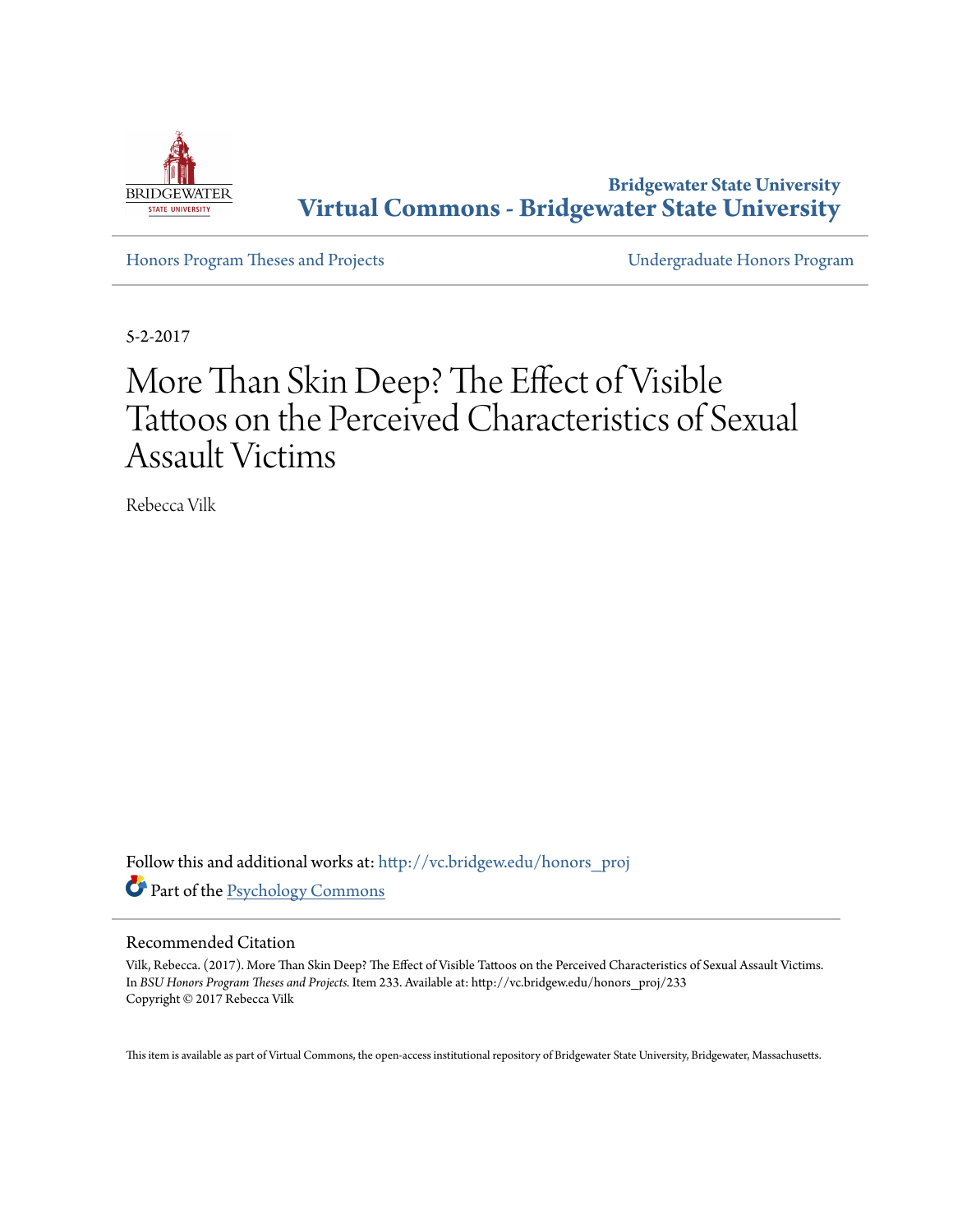Bridgewater State University

# Virtual Commons - Bridgewater State University

Honors Program Theses and Projects

Undergraduate Honors Program

5-2-2017

# More Than Skin Deep? The Effect of Visible Tattoos on the Perceived Characteristics of Sexual Assault Victims

Rebecca Vilk

Follow this and additional works at: http://vc.bridgew.edu/honors_proj

Part of the Psychology Commons

## Recommended Citation

Vilk, Rebecca. (2017). More Than Skin Deep? The Effect of Visible Tattoos on the Perceived Characteristics of Sexual Assault Victims. In *BSU Honors Program Theses and Projects.* Item 233. Available at: http://vc.bridgew.edu/honors_proj/233
Copyright © 2017 Rebecca Vilk

This item is available as part of Virtual Commons, the open-access institutional repository of Bridgewater State University, Bridgewater, Massachusetts.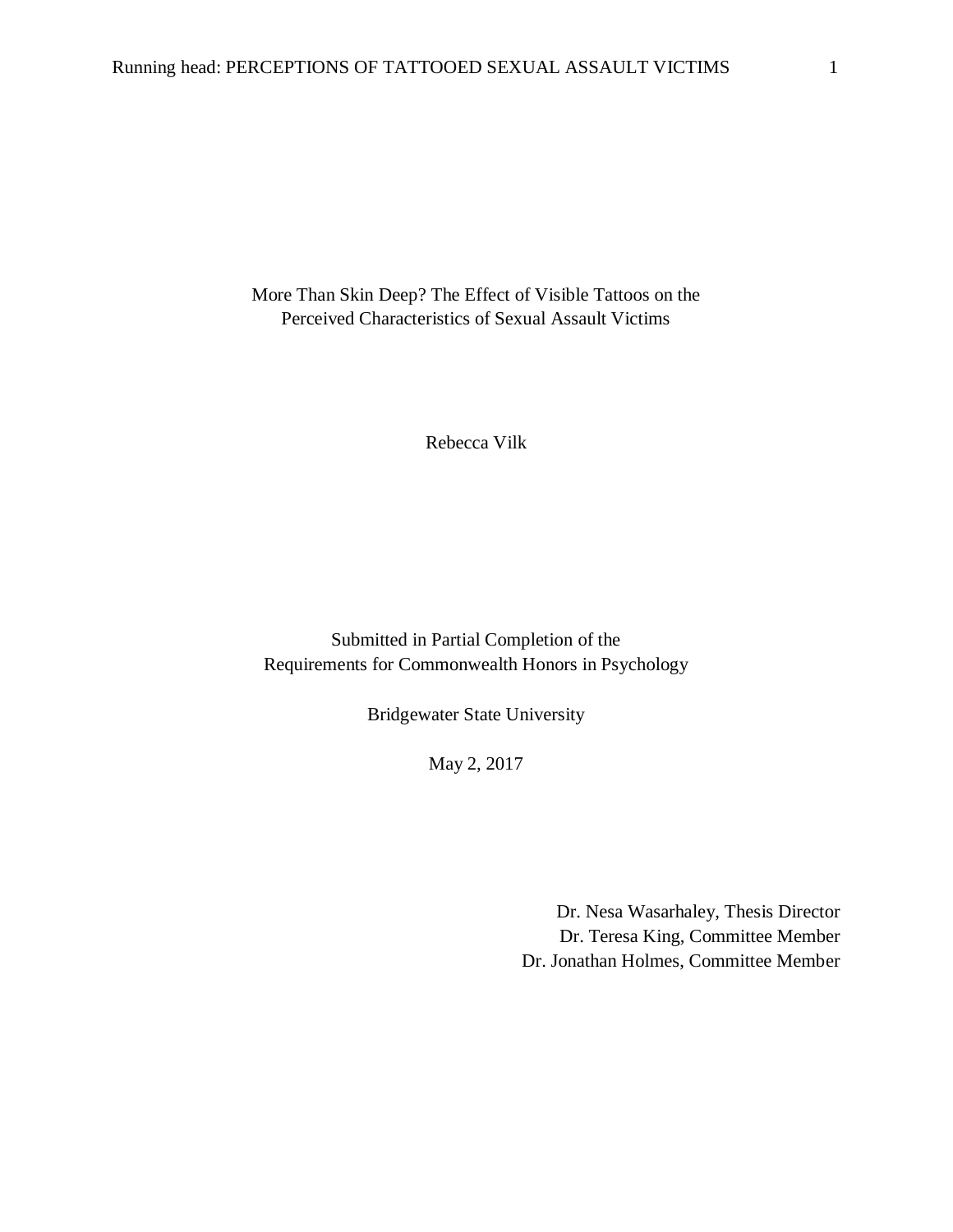More Than Skin Deep? The Effect of Visible Tattoos on the Perceived Characteristics of Sexual Assault Victims

Rebecca Vilk

Submitted in Partial Completion of the
Requirements for Commonwealth Honors in Psychology

Bridgewater State University

May 2, 2017

Dr. Nesa Wasarhaley, Thesis Director
Dr. Teresa King, Committee Member
Dr. Jonathan Holmes, Committee Member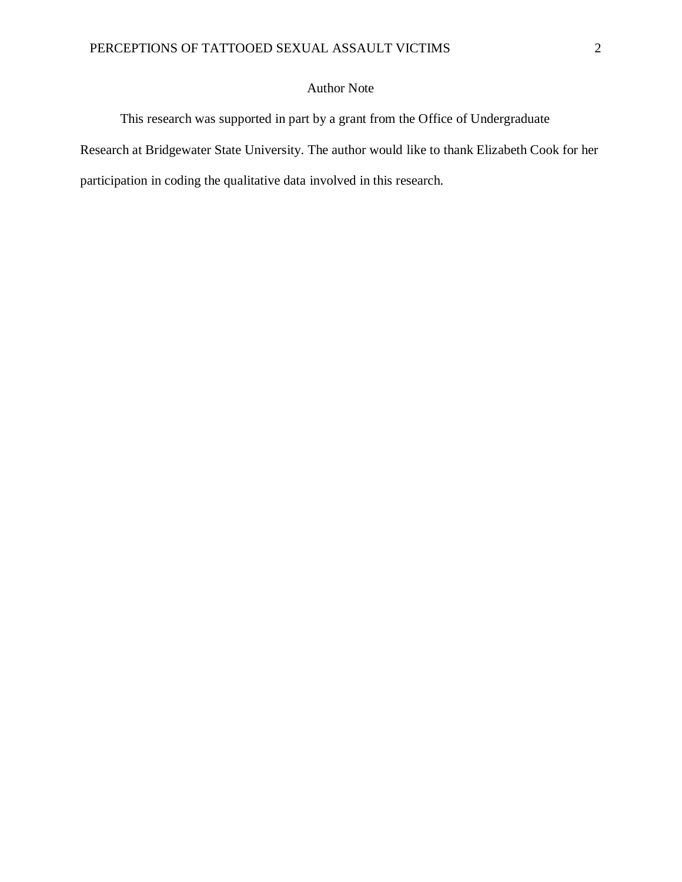## Author Note

This research was supported in part by a grant from the Office of Undergraduate Research at Bridgewater State University. The author would like to thank Elizabeth Cook for her participation in coding the qualitative data involved in this research.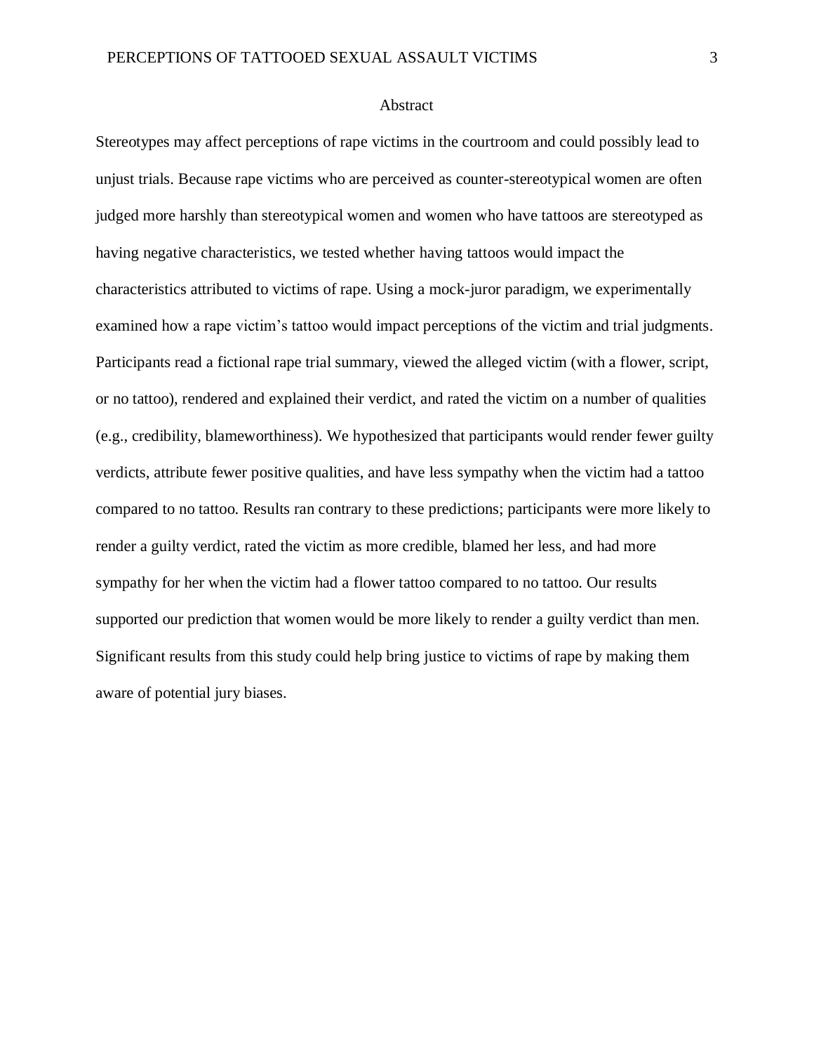# Abstract

Stereotypes may affect perceptions of rape victims in the courtroom and could possibly lead to unjust trials. Because rape victims who are perceived as counter-stereotypical women are often judged more harshly than stereotypical women and women who have tattoos are stereotyped as having negative characteristics, we tested whether having tattoos would impact the characteristics attributed to victims of rape. Using a mock-juror paradigm, we experimentally examined how a rape victim's tattoo would impact perceptions of the victim and trial judgments. Participants read a fictional rape trial summary, viewed the alleged victim (with a flower, script, or no tattoo), rendered and explained their verdict, and rated the victim on a number of qualities (e.g., credibility, blameworthiness). We hypothesized that participants would render fewer guilty verdicts, attribute fewer positive qualities, and have less sympathy when the victim had a tattoo compared to no tattoo. Results ran contrary to these predictions; participants were more likely to render a guilty verdict, rated the victim as more credible, blamed her less, and had more sympathy for her when the victim had a flower tattoo compared to no tattoo. Our results supported our prediction that women would be more likely to render a guilty verdict than men. Significant results from this study could help bring justice to victims of rape by making them aware of potential jury biases.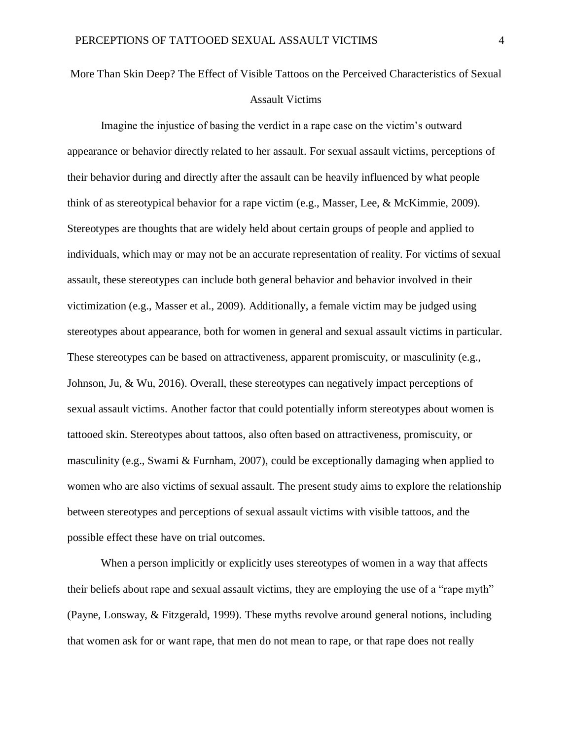# More Than Skin Deep? The Effect of Visible Tattoos on the Perceived Characteristics of Sexual Assault Victims

Imagine the injustice of basing the verdict in a rape case on the victim's outward appearance or behavior directly related to her assault. For sexual assault victims, perceptions of their behavior during and directly after the assault can be heavily influenced by what people think of as stereotypical behavior for a rape victim (e.g., Masser, Lee, & McKimmie, 2009). Stereotypes are thoughts that are widely held about certain groups of people and applied to individuals, which may or may not be an accurate representation of reality. For victims of sexual assault, these stereotypes can include both general behavior and behavior involved in their victimization (e.g., Masser et al., 2009). Additionally, a female victim may be judged using stereotypes about appearance, both for women in general and sexual assault victims in particular. These stereotypes can be based on attractiveness, apparent promiscuity, or masculinity (e.g., Johnson, Ju, & Wu, 2016). Overall, these stereotypes can negatively impact perceptions of sexual assault victims. Another factor that could potentially inform stereotypes about women is tattooed skin. Stereotypes about tattoos, also often based on attractiveness, promiscuity, or masculinity (e.g., Swami & Furnham, 2007), could be exceptionally damaging when applied to women who are also victims of sexual assault. The present study aims to explore the relationship between stereotypes and perceptions of sexual assault victims with visible tattoos, and the possible effect these have on trial outcomes.

When a person implicitly or explicitly uses stereotypes of women in a way that affects their beliefs about rape and sexual assault victims, they are employing the use of a "rape myth" (Payne, Lonsway, & Fitzgerald, 1999). These myths revolve around general notions, including that women ask for or want rape, that men do not mean to rape, or that rape does not really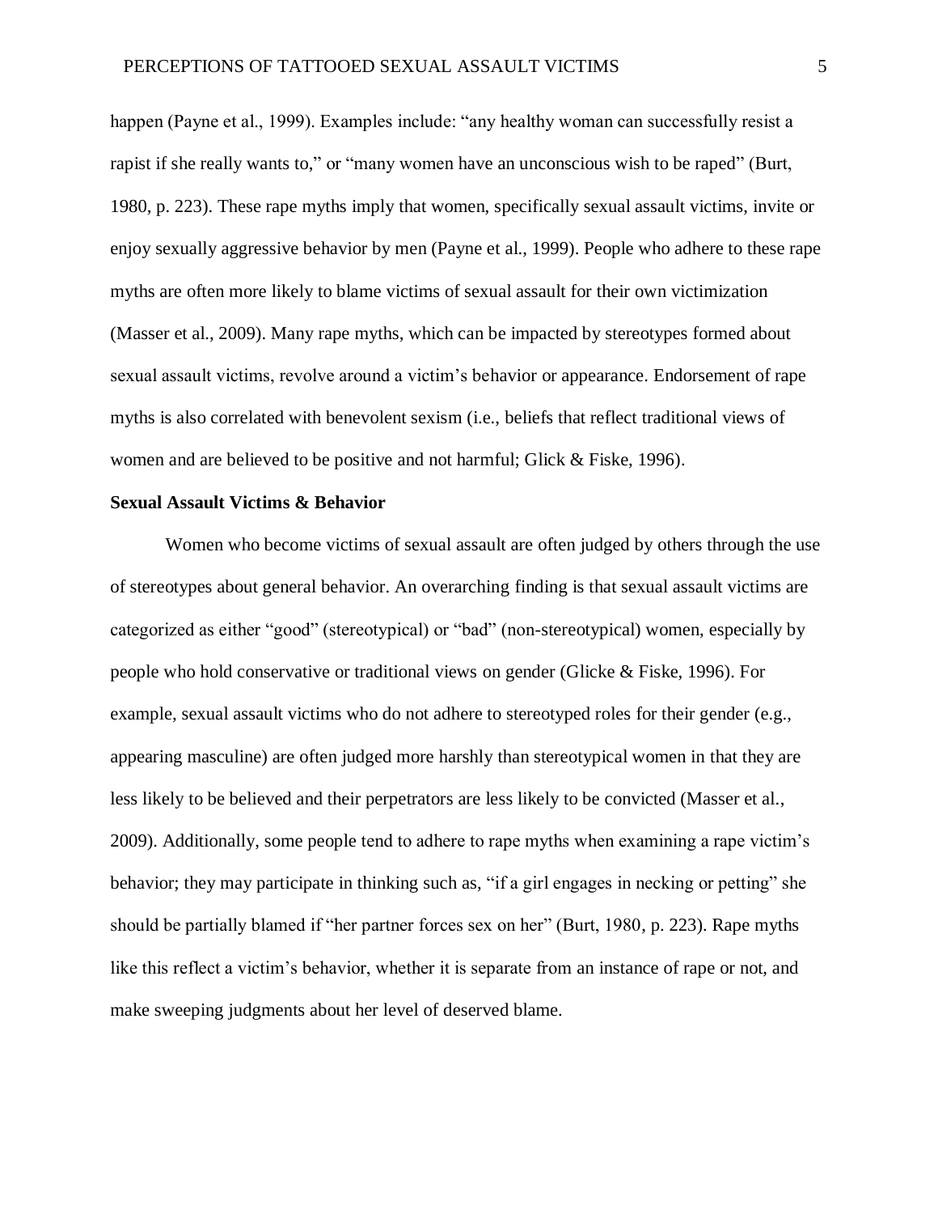happen (Payne et al., 1999). Examples include: “any healthy woman can successfully resist a rapist if she really wants to,” or “many women have an unconscious wish to be raped” (Burt, 1980, p. 223). These rape myths imply that women, specifically sexual assault victims, invite or enjoy sexually aggressive behavior by men (Payne et al., 1999). People who adhere to these rape myths are often more likely to blame victims of sexual assault for their own victimization (Masser et al., 2009). Many rape myths, which can be impacted by stereotypes formed about sexual assault victims, revolve around a victim’s behavior or appearance. Endorsement of rape myths is also correlated with benevolent sexism (i.e., beliefs that reflect traditional views of women and are believed to be positive and not harmful; Glick & Fiske, 1996).

**Sexual Assault Victims & Behavior**

Women who become victims of sexual assault are often judged by others through the use of stereotypes about general behavior. An overarching finding is that sexual assault victims are categorized as either “good” (stereotypical) or “bad” (non-stereotypical) women, especially by people who hold conservative or traditional views on gender (Glicke & Fiske, 1996). For example, sexual assault victims who do not adhere to stereotyped roles for their gender (e.g., appearing masculine) are often judged more harshly than stereotypical women in that they are less likely to be believed and their perpetrators are less likely to be convicted (Masser et al., 2009). Additionally, some people tend to adhere to rape myths when examining a rape victim’s behavior; they may participate in thinking such as, “if a girl engages in necking or petting” she should be partially blamed if “her partner forces sex on her” (Burt, 1980, p. 223). Rape myths like this reflect a victim’s behavior, whether it is separate from an instance of rape or not, and make sweeping judgments about her level of deserved blame.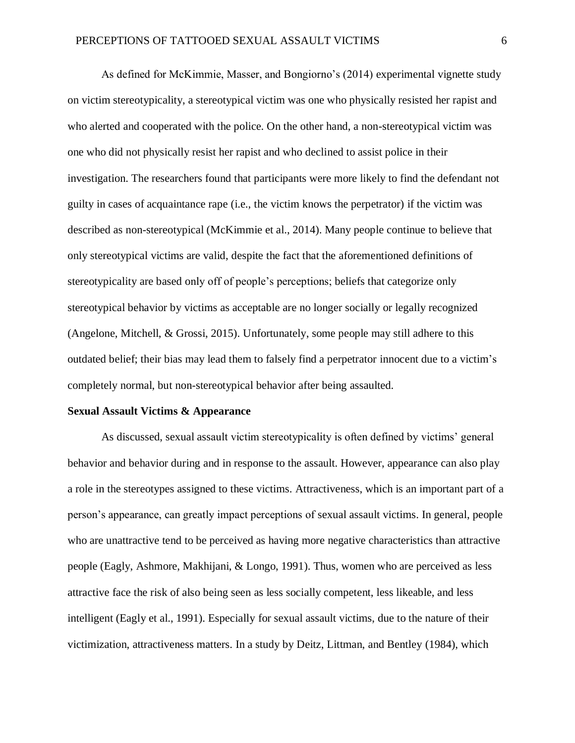As defined for McKimmie, Masser, and Bongiorno's (2014) experimental vignette study on victim stereotypicality, a stereotypical victim was one who physically resisted her rapist and who alerted and cooperated with the police. On the other hand, a non-stereotypical victim was one who did not physically resist her rapist and who declined to assist police in their investigation. The researchers found that participants were more likely to find the defendant not guilty in cases of acquaintance rape (i.e., the victim knows the perpetrator) if the victim was described as non-stereotypical (McKimmie et al., 2014). Many people continue to believe that only stereotypical victims are valid, despite the fact that the aforementioned definitions of stereotypicality are based only off of people's perceptions; beliefs that categorize only stereotypical behavior by victims as acceptable are no longer socially or legally recognized (Angelone, Mitchell, & Grossi, 2015). Unfortunately, some people may still adhere to this outdated belief; their bias may lead them to falsely find a perpetrator innocent due to a victim's completely normal, but non-stereotypical behavior after being assaulted.

**Sexual Assault Victims & Appearance**

As discussed, sexual assault victim stereotypicality is often defined by victims' general behavior and behavior during and in response to the assault. However, appearance can also play a role in the stereotypes assigned to these victims. Attractiveness, which is an important part of a person's appearance, can greatly impact perceptions of sexual assault victims. In general, people who are unattractive tend to be perceived as having more negative characteristics than attractive people (Eagly, Ashmore, Makhijani, & Longo, 1991). Thus, women who are perceived as less attractive face the risk of also being seen as less socially competent, less likeable, and less intelligent (Eagly et al., 1991). Especially for sexual assault victims, due to the nature of their victimization, attractiveness matters. In a study by Deitz, Littman, and Bentley (1984), which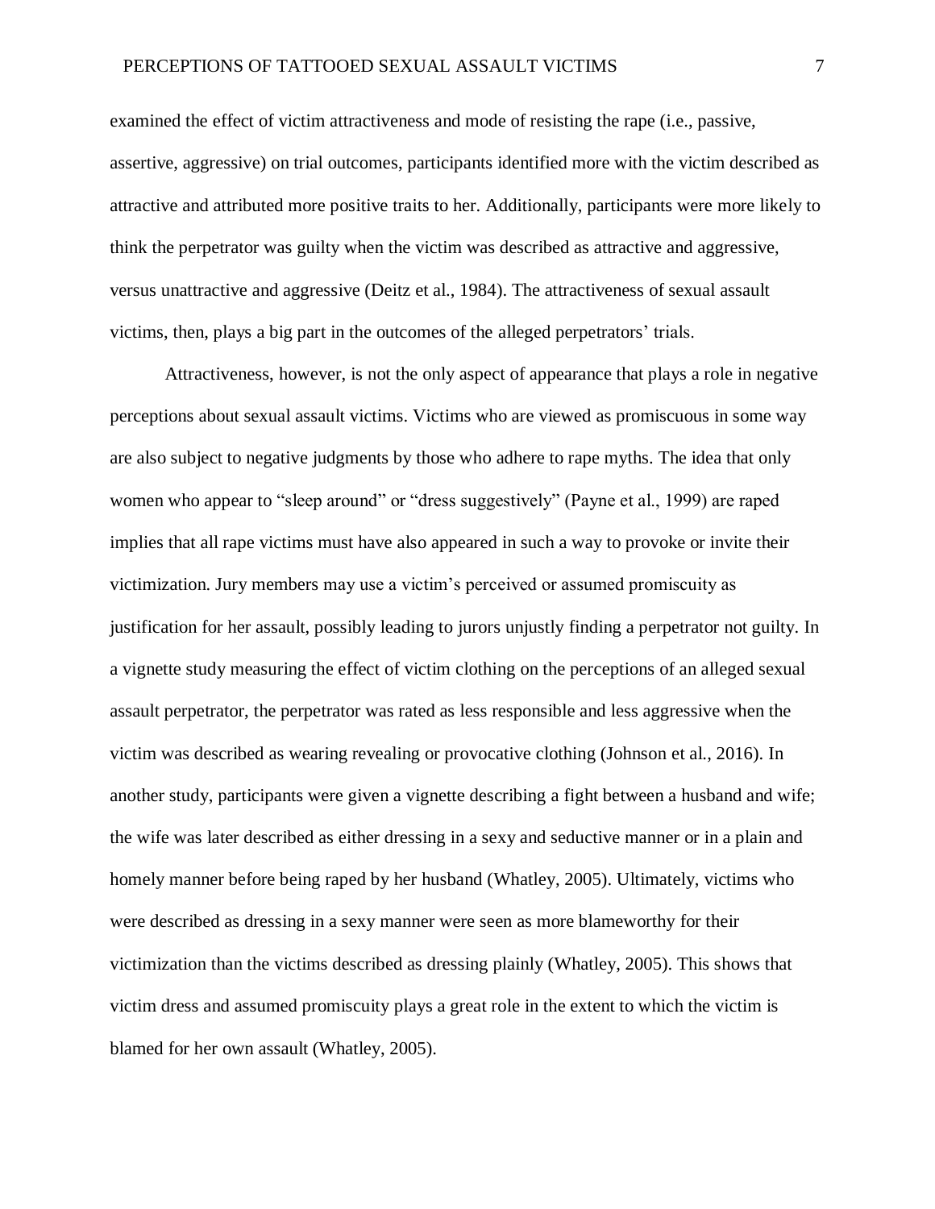examined the effect of victim attractiveness and mode of resisting the rape (i.e., passive, assertive, aggressive) on trial outcomes, participants identified more with the victim described as attractive and attributed more positive traits to her. Additionally, participants were more likely to think the perpetrator was guilty when the victim was described as attractive and aggressive, versus unattractive and aggressive (Deitz et al., 1984). The attractiveness of sexual assault victims, then, plays a big part in the outcomes of the alleged perpetrators' trials.

Attractiveness, however, is not the only aspect of appearance that plays a role in negative perceptions about sexual assault victims. Victims who are viewed as promiscuous in some way are also subject to negative judgments by those who adhere to rape myths. The idea that only women who appear to "sleep around" or "dress suggestively" (Payne et al., 1999) are raped implies that all rape victims must have also appeared in such a way to provoke or invite their victimization. Jury members may use a victim's perceived or assumed promiscuity as justification for her assault, possibly leading to jurors unjustly finding a perpetrator not guilty. In a vignette study measuring the effect of victim clothing on the perceptions of an alleged sexual assault perpetrator, the perpetrator was rated as less responsible and less aggressive when the victim was described as wearing revealing or provocative clothing (Johnson et al., 2016). In another study, participants were given a vignette describing a fight between a husband and wife; the wife was later described as either dressing in a sexy and seductive manner or in a plain and homely manner before being raped by her husband (Whatley, 2005). Ultimately, victims who were described as dressing in a sexy manner were seen as more blameworthy for their victimization than the victims described as dressing plainly (Whatley, 2005). This shows that victim dress and assumed promiscuity plays a great role in the extent to which the victim is blamed for her own assault (Whatley, 2005).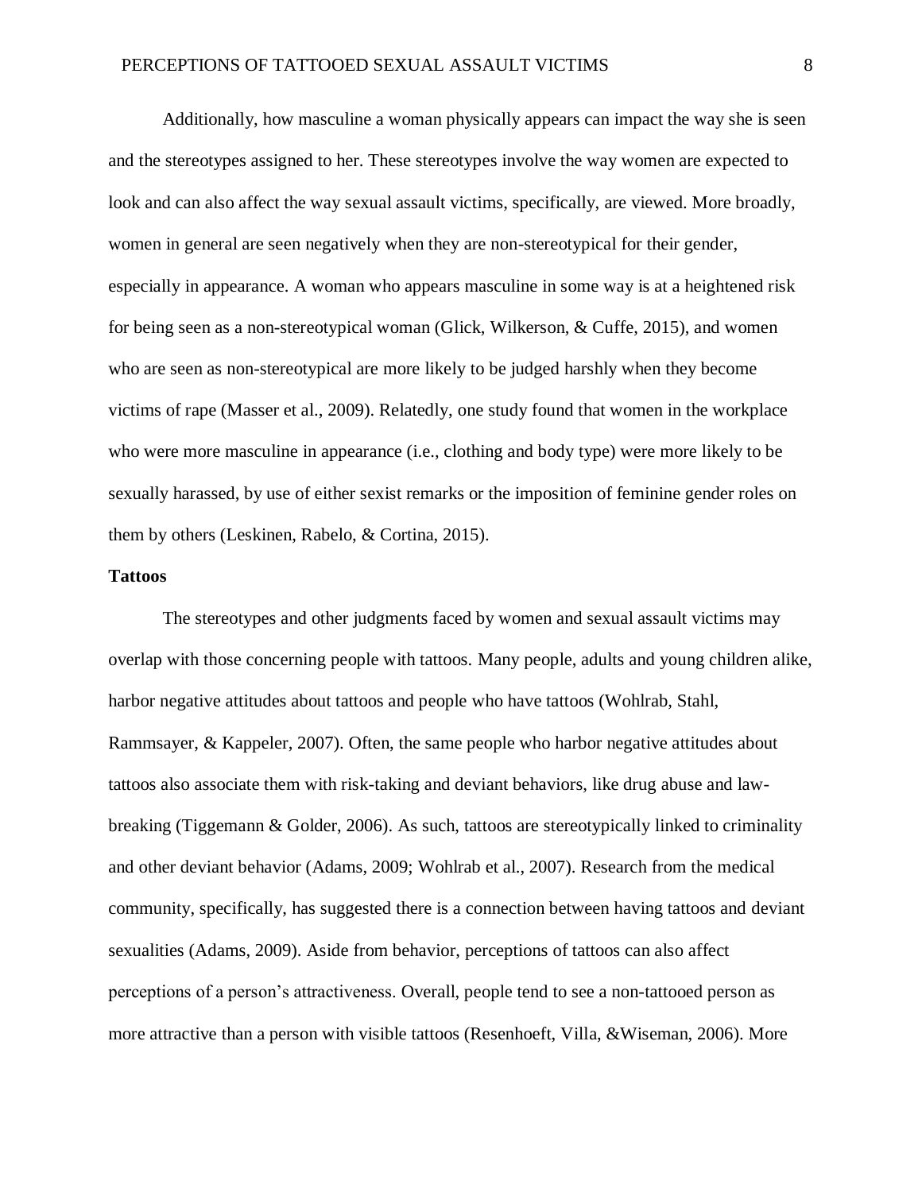Additionally, how masculine a woman physically appears can impact the way she is seen and the stereotypes assigned to her. These stereotypes involve the way women are expected to look and can also affect the way sexual assault victims, specifically, are viewed. More broadly, women in general are seen negatively when they are non-stereotypical for their gender, especially in appearance. A woman who appears masculine in some way is at a heightened risk for being seen as a non-stereotypical woman (Glick, Wilkerson, & Cuffe, 2015), and women who are seen as non-stereotypical are more likely to be judged harshly when they become victims of rape (Masser et al., 2009). Relatedly, one study found that women in the workplace who were more masculine in appearance (i.e., clothing and body type) were more likely to be sexually harassed, by use of either sexist remarks or the imposition of feminine gender roles on them by others (Leskinen, Rabelo, & Cortina, 2015).

**Tattoos**

The stereotypes and other judgments faced by women and sexual assault victims may overlap with those concerning people with tattoos. Many people, adults and young children alike, harbor negative attitudes about tattoos and people who have tattoos (Wohlrab, Stahl, Rammsayer, & Kappeler, 2007). Often, the same people who harbor negative attitudes about tattoos also associate them with risk-taking and deviant behaviors, like drug abuse and law-breaking (Tiggemann & Golder, 2006). As such, tattoos are stereotypically linked to criminality and other deviant behavior (Adams, 2009; Wohlrab et al., 2007). Research from the medical community, specifically, has suggested there is a connection between having tattoos and deviant sexualities (Adams, 2009). Aside from behavior, perceptions of tattoos can also affect perceptions of a person's attractiveness. Overall, people tend to see a non-tattooed person as more attractive than a person with visible tattoos (Resenhoeft, Villa, &Wiseman, 2006). More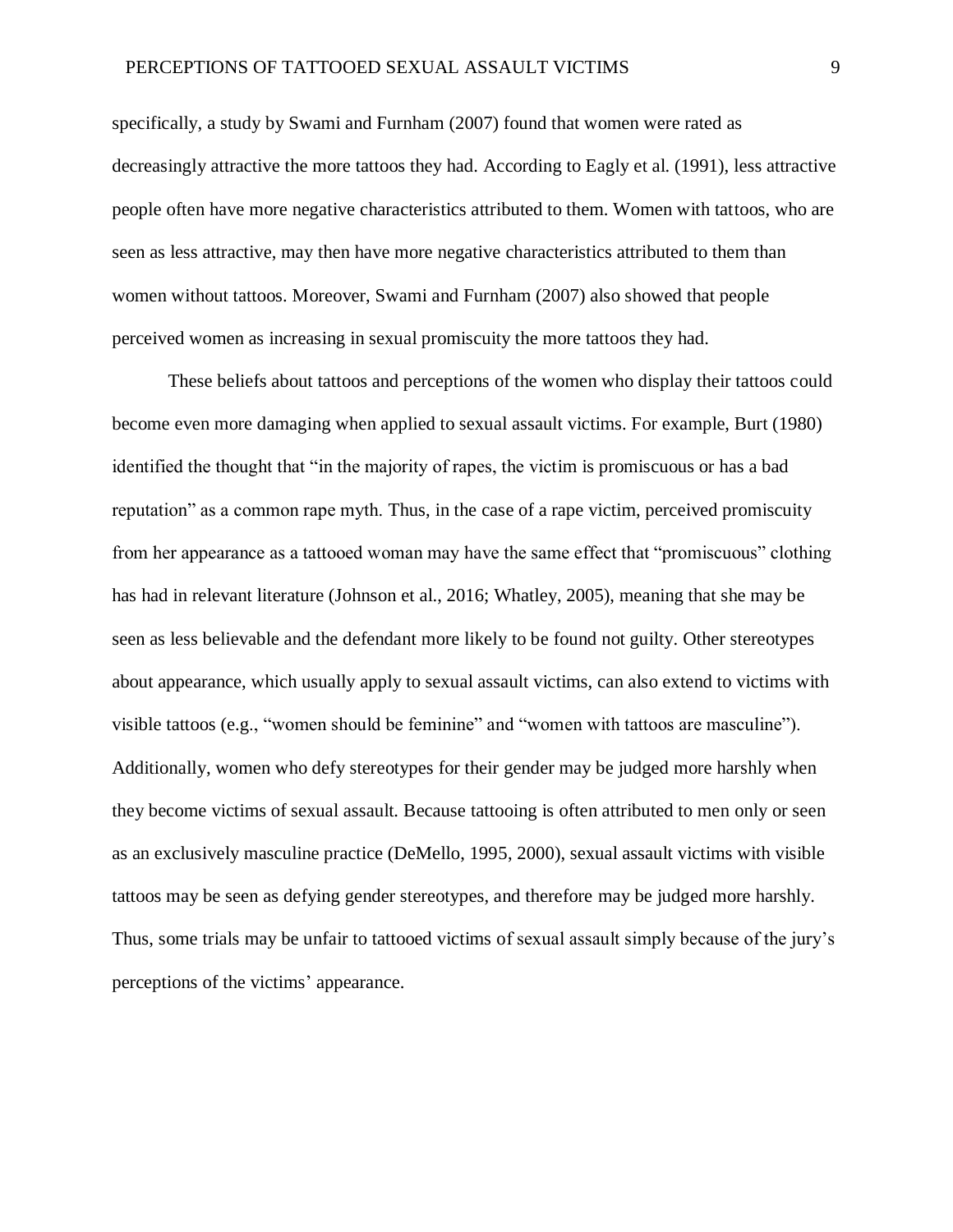specifically, a study by Swami and Furnham (2007) found that women were rated as decreasingly attractive the more tattoos they had. According to Eagly et al. (1991), less attractive people often have more negative characteristics attributed to them. Women with tattoos, who are seen as less attractive, may then have more negative characteristics attributed to them than women without tattoos. Moreover, Swami and Furnham (2007) also showed that people perceived women as increasing in sexual promiscuity the more tattoos they had.

These beliefs about tattoos and perceptions of the women who display their tattoos could become even more damaging when applied to sexual assault victims. For example, Burt (1980) identified the thought that "in the majority of rapes, the victim is promiscuous or has a bad reputation" as a common rape myth. Thus, in the case of a rape victim, perceived promiscuity from her appearance as a tattooed woman may have the same effect that "promiscuous" clothing has had in relevant literature (Johnson et al., 2016; Whatley, 2005), meaning that she may be seen as less believable and the defendant more likely to be found not guilty. Other stereotypes about appearance, which usually apply to sexual assault victims, can also extend to victims with visible tattoos (e.g., "women should be feminine" and "women with tattoos are masculine"). Additionally, women who defy stereotypes for their gender may be judged more harshly when they become victims of sexual assault. Because tattooing is often attributed to men only or seen as an exclusively masculine practice (DeMello, 1995, 2000), sexual assault victims with visible tattoos may be seen as defying gender stereotypes, and therefore may be judged more harshly. Thus, some trials may be unfair to tattooed victims of sexual assault simply because of the jury's perceptions of the victims' appearance.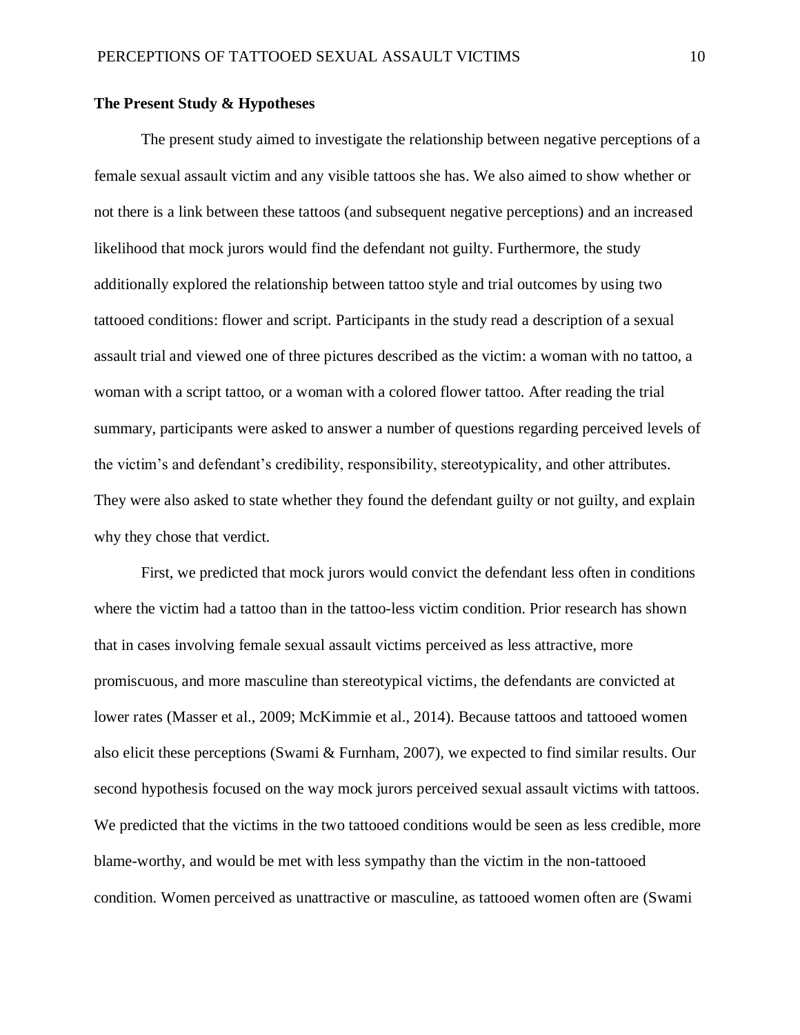**The Present Study & Hypotheses**

The present study aimed to investigate the relationship between negative perceptions of a female sexual assault victim and any visible tattoos she has. We also aimed to show whether or not there is a link between these tattoos (and subsequent negative perceptions) and an increased likelihood that mock jurors would find the defendant not guilty. Furthermore, the study additionally explored the relationship between tattoo style and trial outcomes by using two tattooed conditions: flower and script. Participants in the study read a description of a sexual assault trial and viewed one of three pictures described as the victim: a woman with no tattoo, a woman with a script tattoo, or a woman with a colored flower tattoo. After reading the trial summary, participants were asked to answer a number of questions regarding perceived levels of the victim's and defendant's credibility, responsibility, stereotypicality, and other attributes. They were also asked to state whether they found the defendant guilty or not guilty, and explain why they chose that verdict.

First, we predicted that mock jurors would convict the defendant less often in conditions where the victim had a tattoo than in the tattoo-less victim condition. Prior research has shown that in cases involving female sexual assault victims perceived as less attractive, more promiscuous, and more masculine than stereotypical victims, the defendants are convicted at lower rates (Masser et al., 2009; McKimmie et al., 2014). Because tattoos and tattooed women also elicit these perceptions (Swami & Furnham, 2007), we expected to find similar results. Our second hypothesis focused on the way mock jurors perceived sexual assault victims with tattoos. We predicted that the victims in the two tattooed conditions would be seen as less credible, more blame-worthy, and would be met with less sympathy than the victim in the non-tattooed condition. Women perceived as unattractive or masculine, as tattooed women often are (Swami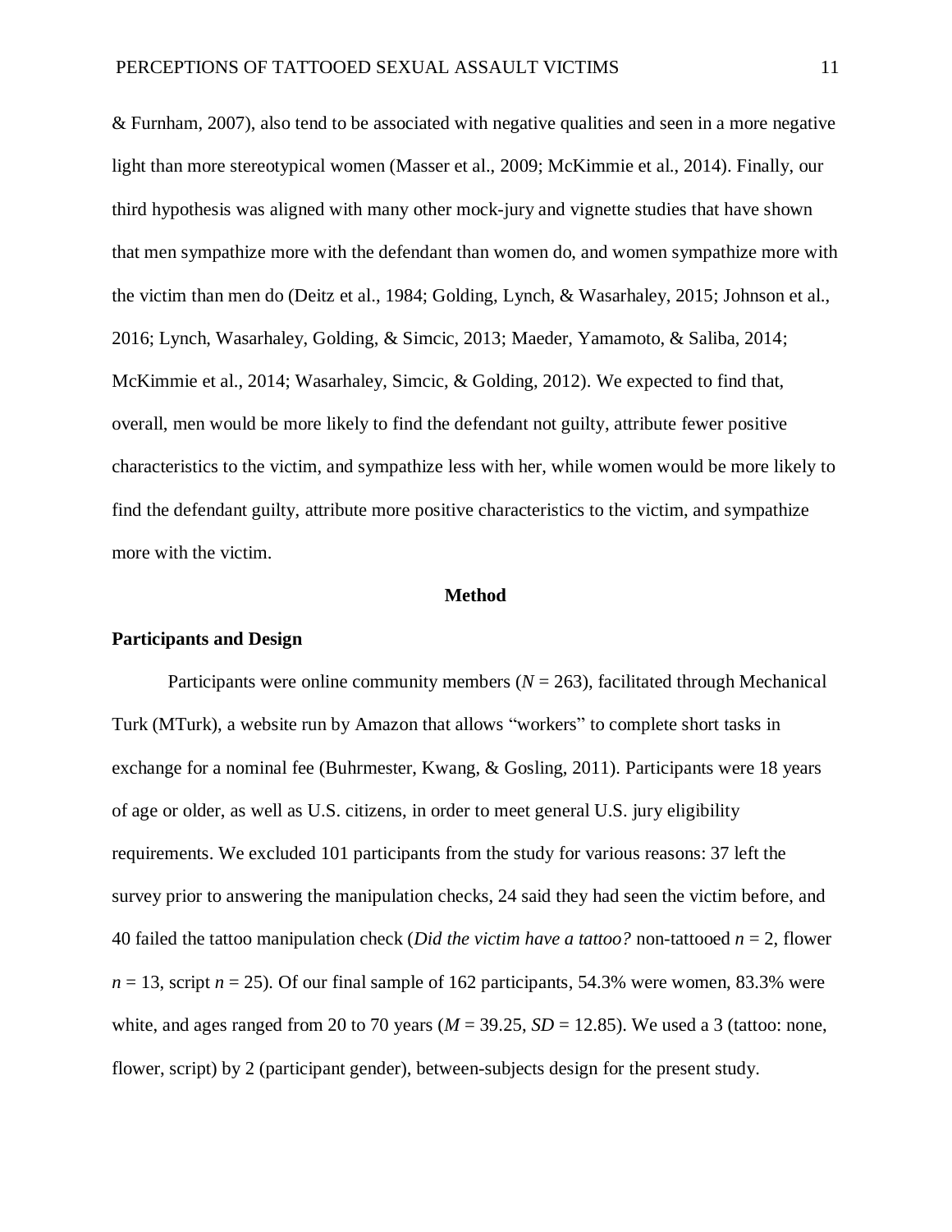& Furnham, 2007), also tend to be associated with negative qualities and seen in a more negative light than more stereotypical women (Masser et al., 2009; McKimmie et al., 2014). Finally, our third hypothesis was aligned with many other mock-jury and vignette studies that have shown that men sympathize more with the defendant than women do, and women sympathize more with the victim than men do (Deitz et al., 1984; Golding, Lynch, & Wasarhaley, 2015; Johnson et al., 2016; Lynch, Wasarhaley, Golding, & Simcic, 2013; Maeder, Yamamoto, & Saliba, 2014; McKimmie et al., 2014; Wasarhaley, Simcic, & Golding, 2012). We expected to find that, overall, men would be more likely to find the defendant not guilty, attribute fewer positive characteristics to the victim, and sympathize less with her, while women would be more likely to find the defendant guilty, attribute more positive characteristics to the victim, and sympathize more with the victim.

# Method

## Participants and Design

Participants were online community members ($N$ = 263), facilitated through Mechanical Turk (MTurk), a website run by Amazon that allows "workers" to complete short tasks in exchange for a nominal fee (Buhrmester, Kwang, & Gosling, 2011). Participants were 18 years of age or older, as well as U.S. citizens, in order to meet general U.S. jury eligibility requirements. We excluded 101 participants from the study for various reasons: 37 left the survey prior to answering the manipulation checks, 24 said they had seen the victim before, and 40 failed the tattoo manipulation check (*Did the victim have a tattoo?* non-tattooed $n$ = 2, flower $n$ = 13, script $n$ = 25). Of our final sample of 162 participants, 54.3% were women, 83.3% were white, and ages ranged from 20 to 70 years ($M$ = 39.25, $SD$ = 12.85). We used a 3 (tattoo: none, flower, script) by 2 (participant gender), between-subjects design for the present study.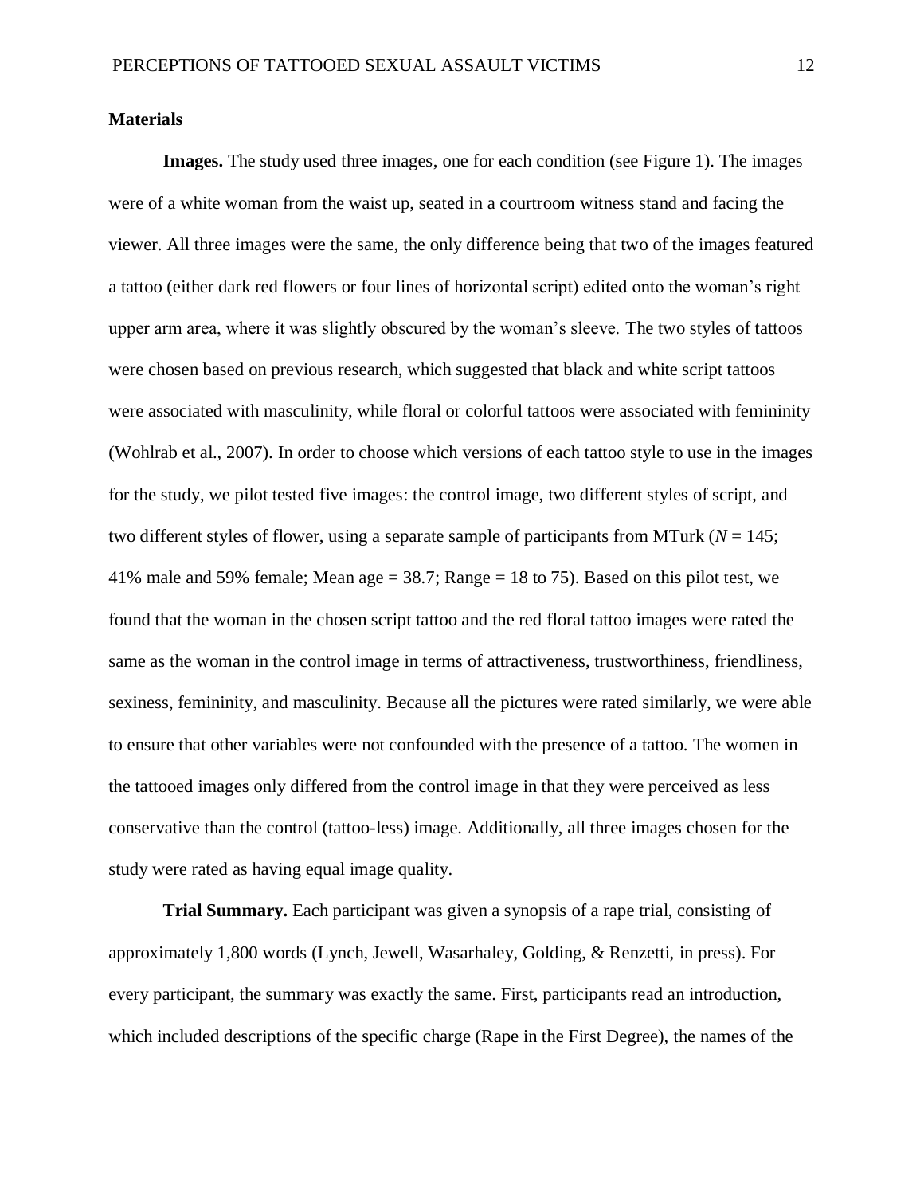**Materials**

**Images.** The study used three images, one for each condition (see Figure 1). The images were of a white woman from the waist up, seated in a courtroom witness stand and facing the viewer. All three images were the same, the only difference being that two of the images featured a tattoo (either dark red flowers or four lines of horizontal script) edited onto the woman's right upper arm area, where it was slightly obscured by the woman's sleeve. The two styles of tattoos were chosen based on previous research, which suggested that black and white script tattoos were associated with masculinity, while floral or colorful tattoos were associated with femininity (Wohlrab et al., 2007). In order to choose which versions of each tattoo style to use in the images for the study, we pilot tested five images: the control image, two different styles of script, and two different styles of flower, using a separate sample of participants from MTurk (*N* = 145; 41% male and 59% female; Mean age = 38.7; Range = 18 to 75). Based on this pilot test, we found that the woman in the chosen script tattoo and the red floral tattoo images were rated the same as the woman in the control image in terms of attractiveness, trustworthiness, friendliness, sexiness, femininity, and masculinity. Because all the pictures were rated similarly, we were able to ensure that other variables were not confounded with the presence of a tattoo. The women in the tattooed images only differed from the control image in that they were perceived as less conservative than the control (tattoo-less) image. Additionally, all three images chosen for the study were rated as having equal image quality.

**Trial Summary.** Each participant was given a synopsis of a rape trial, consisting of approximately 1,800 words (Lynch, Jewell, Wasarhaley, Golding, & Renzetti, in press). For every participant, the summary was exactly the same. First, participants read an introduction, which included descriptions of the specific charge (Rape in the First Degree), the names of the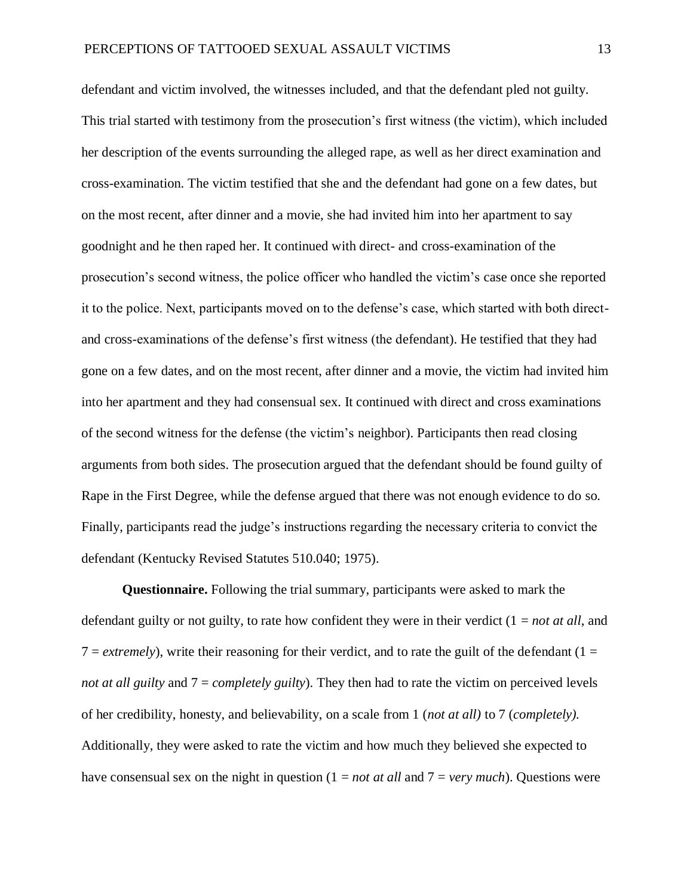defendant and victim involved, the witnesses included, and that the defendant pled not guilty. This trial started with testimony from the prosecution's first witness (the victim), which included her description of the events surrounding the alleged rape, as well as her direct examination and cross-examination. The victim testified that she and the defendant had gone on a few dates, but on the most recent, after dinner and a movie, she had invited him into her apartment to say goodnight and he then raped her. It continued with direct- and cross-examination of the prosecution's second witness, the police officer who handled the victim's case once she reported it to the police. Next, participants moved on to the defense's case, which started with both direct- and cross-examinations of the defense's first witness (the defendant). He testified that they had gone on a few dates, and on the most recent, after dinner and a movie, the victim had invited him into her apartment and they had consensual sex. It continued with direct and cross examinations of the second witness for the defense (the victim's neighbor). Participants then read closing arguments from both sides. The prosecution argued that the defendant should be found guilty of Rape in the First Degree, while the defense argued that there was not enough evidence to do so. Finally, participants read the judge's instructions regarding the necessary criteria to convict the defendant (Kentucky Revised Statutes 510.040; 1975).

**Questionnaire.** Following the trial summary, participants were asked to mark the defendant guilty or not guilty, to rate how confident they were in their verdict (1 = *not at all*, and 7 = *extremely*), write their reasoning for their verdict, and to rate the guilt of the defendant (1 = *not at all guilty* and 7 = *completely guilty*). They then had to rate the victim on perceived levels of her credibility, honesty, and believability, on a scale from 1 (*not at all)* to 7 (*completely).* Additionally, they were asked to rate the victim and how much they believed she expected to have consensual sex on the night in question (1 = *not at all* and 7 = *very much*). Questions were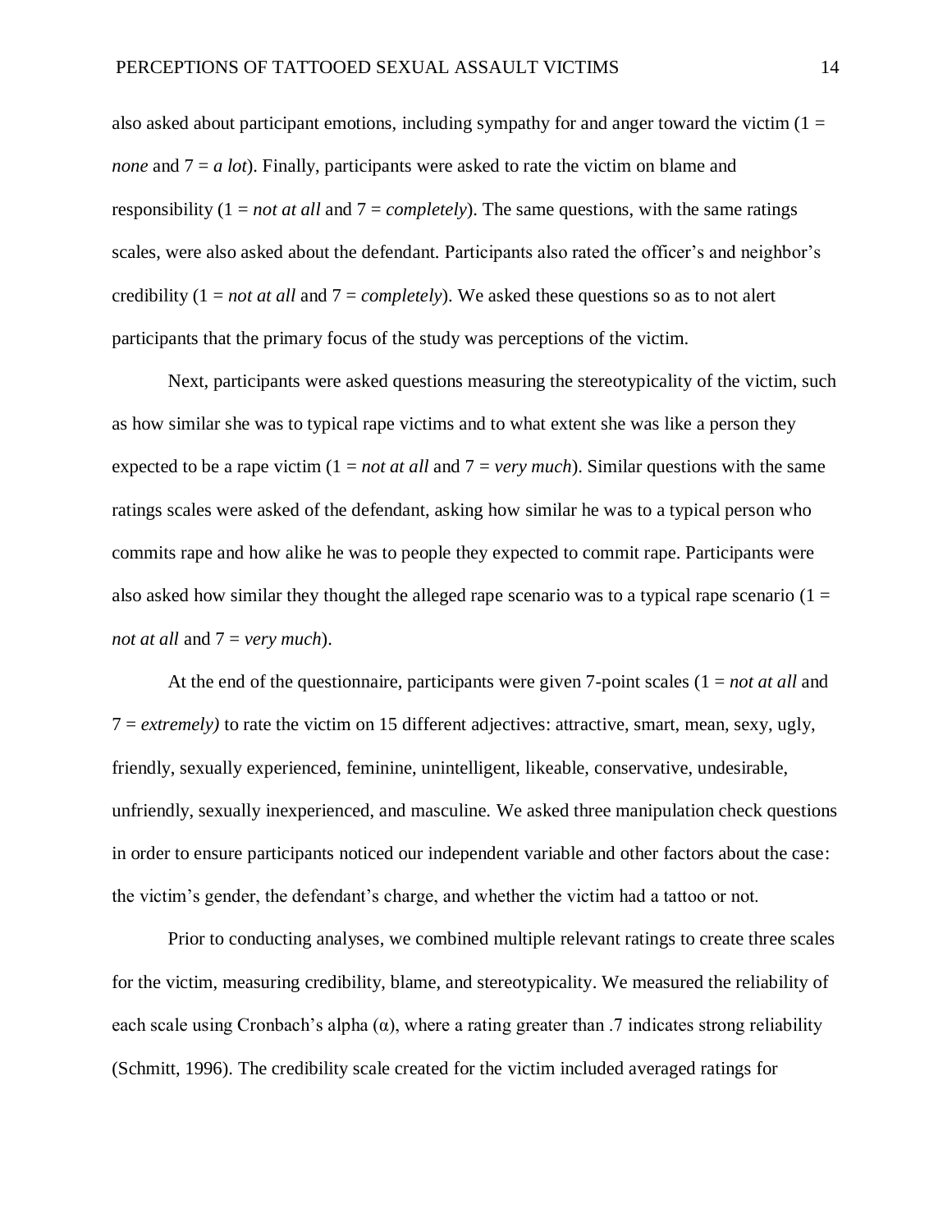also asked about participant emotions, including sympathy for and anger toward the victim (1 = *none* and 7 = *a lot*). Finally, participants were asked to rate the victim on blame and responsibility (1 = *not at all* and 7 = *completely*). The same questions, with the same ratings scales, were also asked about the defendant. Participants also rated the officer's and neighbor's credibility (1 = *not at all* and 7 = *completely*). We asked these questions so as to not alert participants that the primary focus of the study was perceptions of the victim.

Next, participants were asked questions measuring the stereotypicality of the victim, such as how similar she was to typical rape victims and to what extent she was like a person they expected to be a rape victim (1 = *not at all* and 7 = *very much*). Similar questions with the same ratings scales were asked of the defendant, asking how similar he was to a typical person who commits rape and how alike he was to people they expected to commit rape. Participants were also asked how similar they thought the alleged rape scenario was to a typical rape scenario (1 = *not at all* and 7 = *very much*).

At the end of the questionnaire, participants were given 7-point scales (1 = *not at all* and 7 = *extremely)* to rate the victim on 15 different adjectives: attractive, smart, mean, sexy, ugly, friendly, sexually experienced, feminine, unintelligent, likeable, conservative, undesirable, unfriendly, sexually inexperienced, and masculine. We asked three manipulation check questions in order to ensure participants noticed our independent variable and other factors about the case: the victim's gender, the defendant's charge, and whether the victim had a tattoo or not.

Prior to conducting analyses, we combined multiple relevant ratings to create three scales for the victim, measuring credibility, blame, and stereotypicality. We measured the reliability of each scale using Cronbach's alpha ($\alpha$), where a rating greater than .7 indicates strong reliability (Schmitt, 1996). The credibility scale created for the victim included averaged ratings for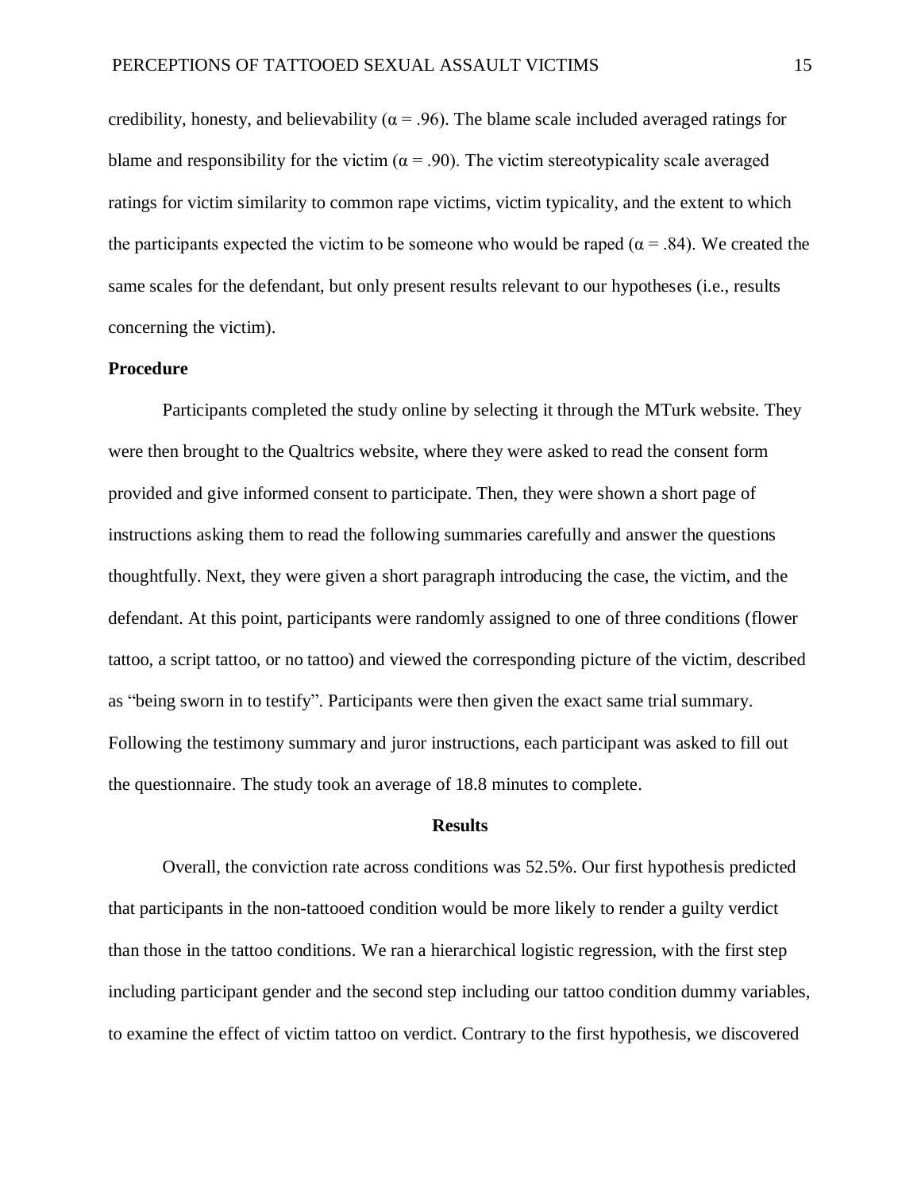credibility, honesty, and believability ($\alpha = .96$). The blame scale included averaged ratings for blame and responsibility for the victim ($\alpha = .90$). The victim stereotypicality scale averaged ratings for victim similarity to common rape victims, victim typicality, and the extent to which the participants expected the victim to be someone who would be raped ($\alpha = .84$). We created the same scales for the defendant, but only present results relevant to our hypotheses (i.e., results concerning the victim).

**Procedure**

Participants completed the study online by selecting it through the MTurk website. They were then brought to the Qualtrics website, where they were asked to read the consent form provided and give informed consent to participate. Then, they were shown a short page of instructions asking them to read the following summaries carefully and answer the questions thoughtfully. Next, they were given a short paragraph introducing the case, the victim, and the defendant. At this point, participants were randomly assigned to one of three conditions (flower tattoo, a script tattoo, or no tattoo) and viewed the corresponding picture of the victim, described as "being sworn in to testify". Participants were then given the exact same trial summary. Following the testimony summary and juror instructions, each participant was asked to fill out the questionnaire. The study took an average of 18.8 minutes to complete.

## Results

Overall, the conviction rate across conditions was 52.5%. Our first hypothesis predicted that participants in the non-tattooed condition would be more likely to render a guilty verdict than those in the tattoo conditions. We ran a hierarchical logistic regression, with the first step including participant gender and the second step including our tattoo condition dummy variables, to examine the effect of victim tattoo on verdict. Contrary to the first hypothesis, we discovered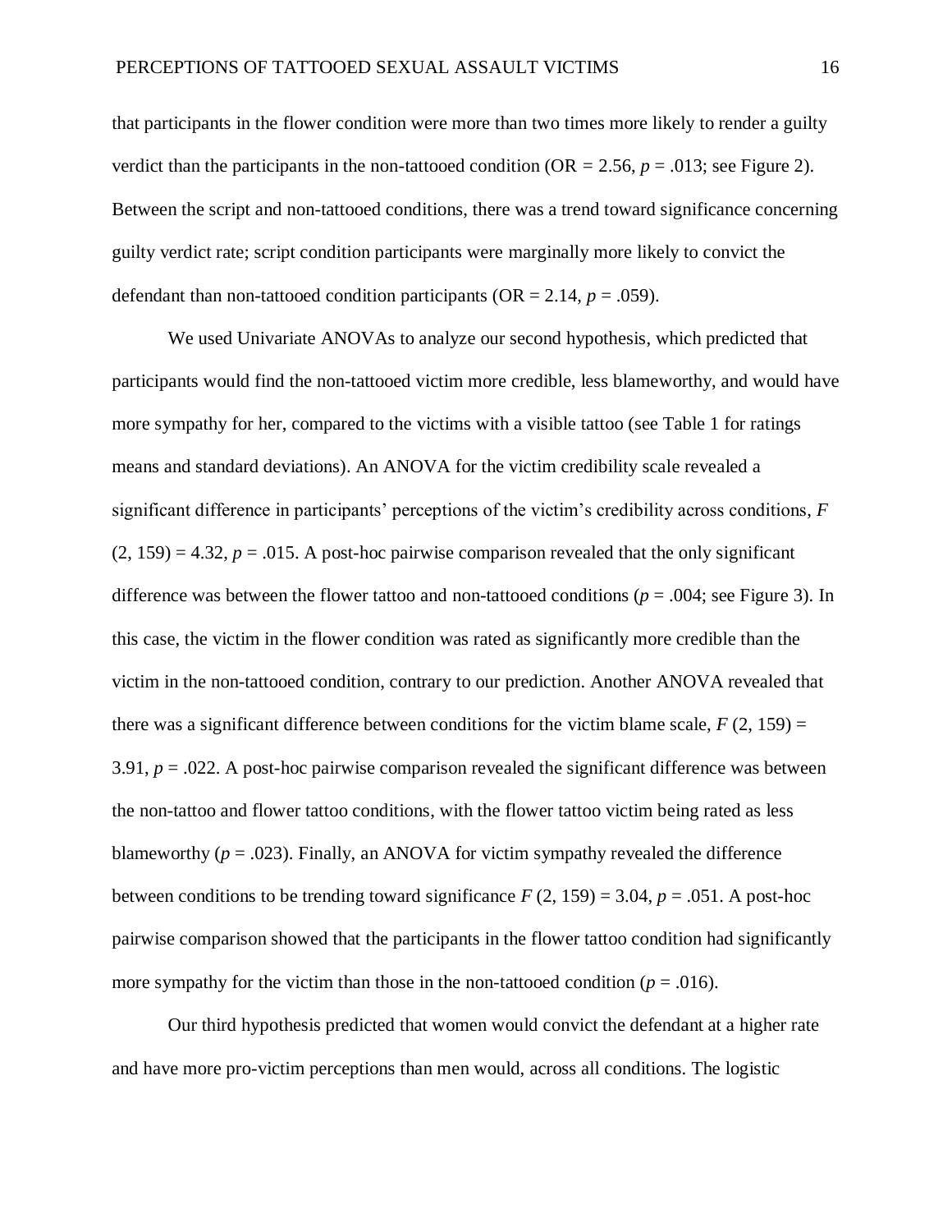that participants in the flower condition were more than two times more likely to render a guilty verdict than the participants in the non-tattooed condition (OR = 2.56, $p = .013$; see Figure 2). Between the script and non-tattooed conditions, there was a trend toward significance concerning guilty verdict rate; script condition participants were marginally more likely to convict the defendant than non-tattooed condition participants (OR = 2.14, $p = .059$).

We used Univariate ANOVAs to analyze our second hypothesis, which predicted that participants would find the non-tattooed victim more credible, less blameworthy, and would have more sympathy for her, compared to the victims with a visible tattoo (see Table 1 for ratings means and standard deviations). An ANOVA for the victim credibility scale revealed a significant difference in participants' perceptions of the victim's credibility across conditions, $F(2, 159) = 4.32$, $p = .015$. A post-hoc pairwise comparison revealed that the only significant difference was between the flower tattoo and non-tattooed conditions ($p = .004$; see Figure 3). In this case, the victim in the flower condition was rated as significantly more credible than the victim in the non-tattooed condition, contrary to our prediction. Another ANOVA revealed that there was a significant difference between conditions for the victim blame scale, $F(2, 159) = 3.91$, $p = .022$. A post-hoc pairwise comparison revealed the significant difference was between the non-tattoo and flower tattoo conditions, with the flower tattoo victim being rated as less blameworthy ($p = .023$). Finally, an ANOVA for victim sympathy revealed the difference between conditions to be trending toward significance $F(2, 159) = 3.04$, $p = .051$. A post-hoc pairwise comparison showed that the participants in the flower tattoo condition had significantly more sympathy for the victim than those in the non-tattooed condition ($p = .016$).

Our third hypothesis predicted that women would convict the defendant at a higher rate and have more pro-victim perceptions than men would, across all conditions. The logistic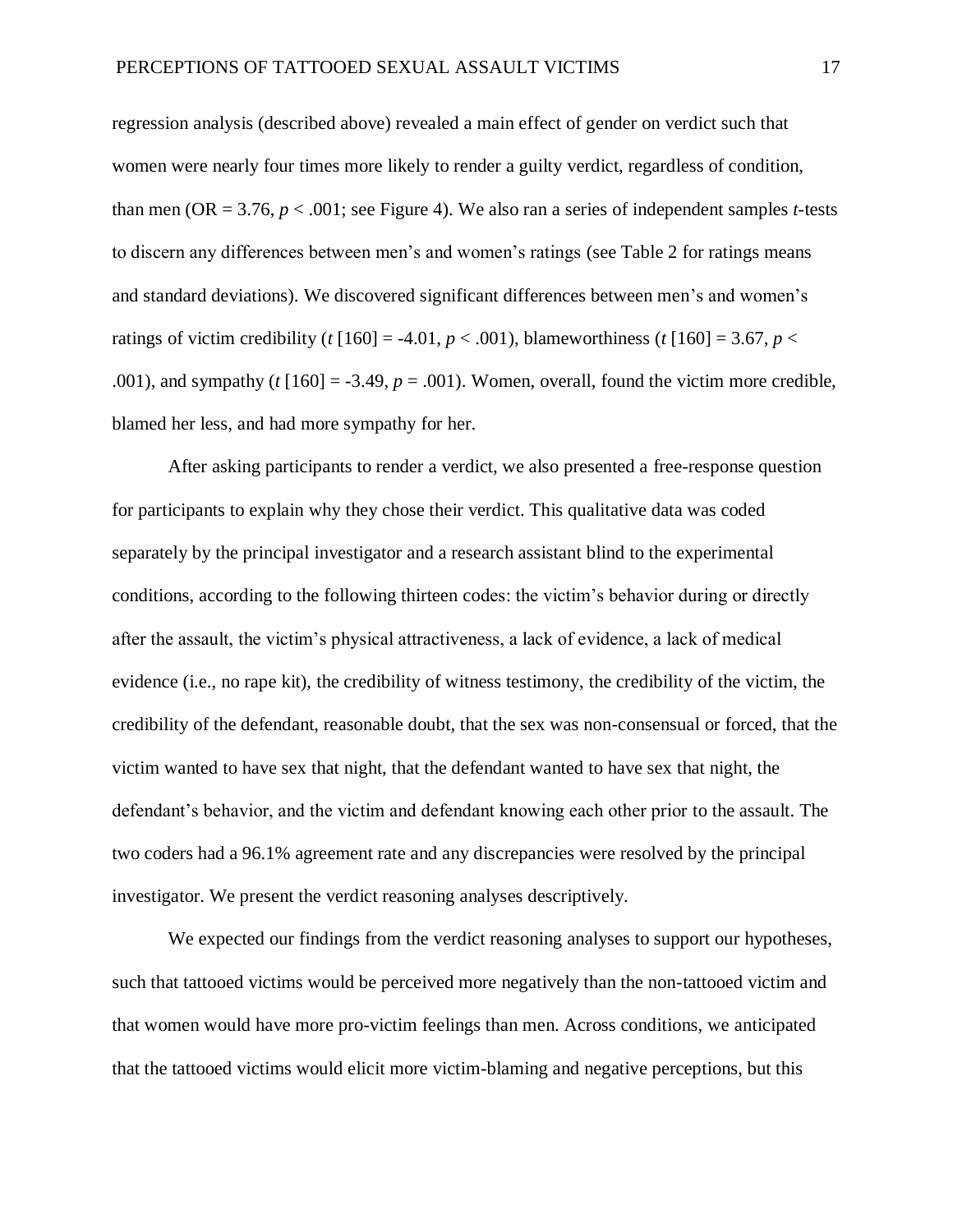regression analysis (described above) revealed a main effect of gender on verdict such that women were nearly four times more likely to render a guilty verdict, regardless of condition, than men (OR = 3.76, $p < .001$; see Figure 4). We also ran a series of independent samples *t*-tests to discern any differences between men's and women's ratings (see Table 2 for ratings means and standard deviations). We discovered significant differences between men's and women's ratings of victim credibility ($t$ [160] = -4.01, $p < .001$), blameworthiness ($t$ [160] = 3.67, $p < .001$), and sympathy ($t$ [160] = -3.49, $p = .001$). Women, overall, found the victim more credible, blamed her less, and had more sympathy for her.

After asking participants to render a verdict, we also presented a free-response question for participants to explain why they chose their verdict. This qualitative data was coded separately by the principal investigator and a research assistant blind to the experimental conditions, according to the following thirteen codes: the victim's behavior during or directly after the assault, the victim's physical attractiveness, a lack of evidence, a lack of medical evidence (i.e., no rape kit), the credibility of witness testimony, the credibility of the victim, the credibility of the defendant, reasonable doubt, that the sex was non-consensual or forced, that the victim wanted to have sex that night, that the defendant wanted to have sex that night, the defendant's behavior, and the victim and defendant knowing each other prior to the assault. The two coders had a 96.1% agreement rate and any discrepancies were resolved by the principal investigator. We present the verdict reasoning analyses descriptively.

We expected our findings from the verdict reasoning analyses to support our hypotheses, such that tattooed victims would be perceived more negatively than the non-tattooed victim and that women would have more pro-victim feelings than men. Across conditions, we anticipated that the tattooed victims would elicit more victim-blaming and negative perceptions, but this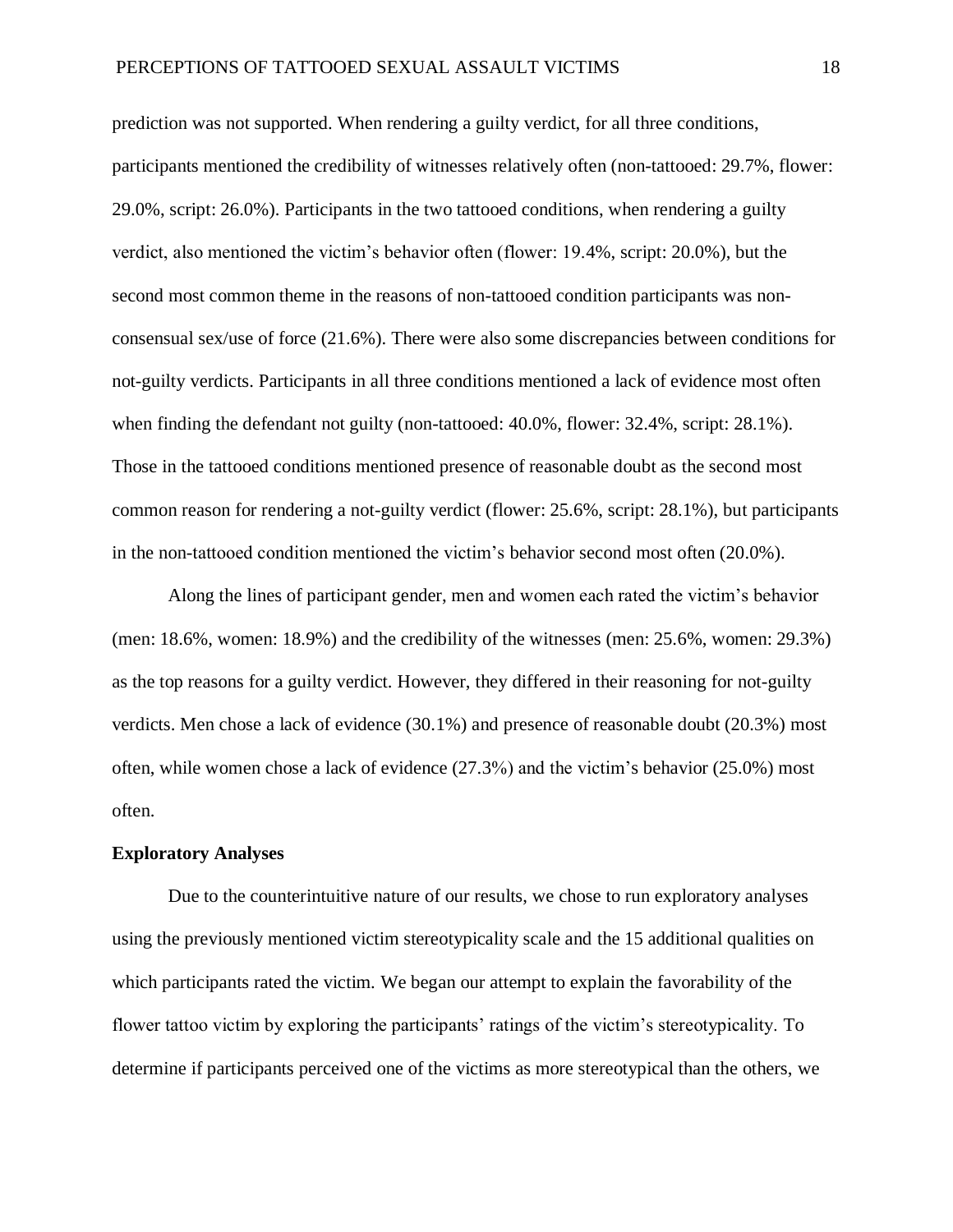prediction was not supported. When rendering a guilty verdict, for all three conditions, participants mentioned the credibility of witnesses relatively often (non-tattooed: 29.7%, flower: 29.0%, script: 26.0%). Participants in the two tattooed conditions, when rendering a guilty verdict, also mentioned the victim's behavior often (flower: 19.4%, script: 20.0%), but the second most common theme in the reasons of non-tattooed condition participants was non-consensual sex/use of force (21.6%). There were also some discrepancies between conditions for not-guilty verdicts. Participants in all three conditions mentioned a lack of evidence most often when finding the defendant not guilty (non-tattooed: 40.0%, flower: 32.4%, script: 28.1%). Those in the tattooed conditions mentioned presence of reasonable doubt as the second most common reason for rendering a not-guilty verdict (flower: 25.6%, script: 28.1%), but participants in the non-tattooed condition mentioned the victim's behavior second most often (20.0%).

Along the lines of participant gender, men and women each rated the victim's behavior (men: 18.6%, women: 18.9%) and the credibility of the witnesses (men: 25.6%, women: 29.3%) as the top reasons for a guilty verdict. However, they differed in their reasoning for not-guilty verdicts. Men chose a lack of evidence (30.1%) and presence of reasonable doubt (20.3%) most often, while women chose a lack of evidence (27.3%) and the victim's behavior (25.0%) most often.

**Exploratory Analyses**

Due to the counterintuitive nature of our results, we chose to run exploratory analyses using the previously mentioned victim stereotypicality scale and the 15 additional qualities on which participants rated the victim. We began our attempt to explain the favorability of the flower tattoo victim by exploring the participants' ratings of the victim's stereotypicality. To determine if participants perceived one of the victims as more stereotypical than the others, we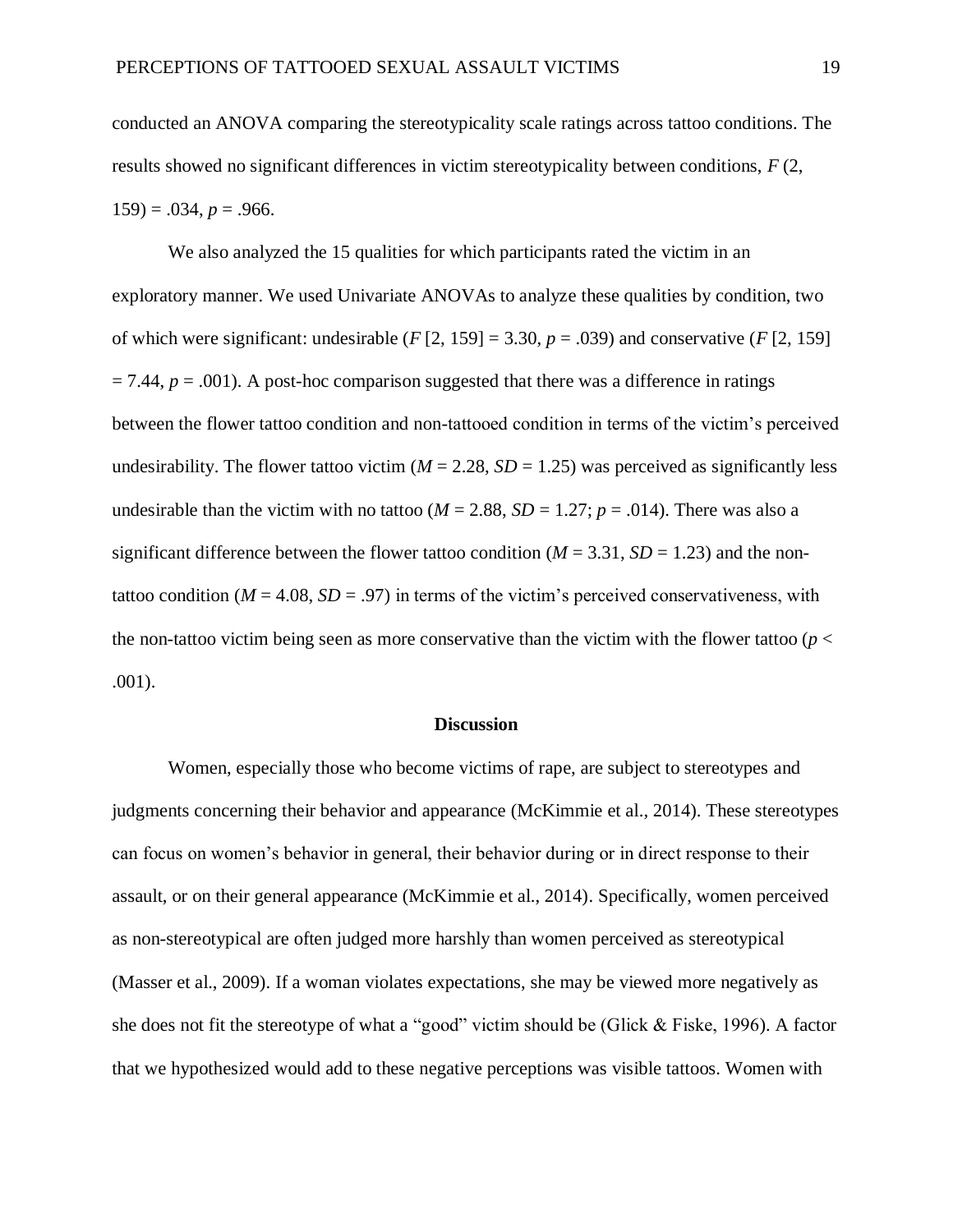conducted an ANOVA comparing the stereotypicality scale ratings across tattoo conditions. The results showed no significant differences in victim stereotypicality between conditions, $F(2, 159) = .034$, $p = .966$.

We also analyzed the 15 qualities for which participants rated the victim in an exploratory manner. We used Univariate ANOVAs to analyze these qualities by condition, two of which were significant: undesirable ($F [2, 159] = 3.30$, $p = .039$) and conservative ($F [2, 159] = 7.44$, $p = .001$). A post-hoc comparison suggested that there was a difference in ratings between the flower tattoo condition and non-tattooed condition in terms of the victim's perceived undesirability. The flower tattoo victim ($M = 2.28$, $SD = 1.25$) was perceived as significantly less undesirable than the victim with no tattoo ($M = 2.88$, $SD = 1.27$; $p = .014$). There was also a significant difference between the flower tattoo condition ($M = 3.31$, $SD = 1.23$) and the non-tattoo condition ($M = 4.08$, $SD = .97$) in terms of the victim's perceived conservativeness, with the non-tattoo victim being seen as more conservative than the victim with the flower tattoo ($p < .001$).

## Discussion

Women, especially those who become victims of rape, are subject to stereotypes and judgments concerning their behavior and appearance (McKimmie et al., 2014). These stereotypes can focus on women's behavior in general, their behavior during or in direct response to their assault, or on their general appearance (McKimmie et al., 2014). Specifically, women perceived as non-stereotypical are often judged more harshly than women perceived as stereotypical (Masser et al., 2009). If a woman violates expectations, she may be viewed more negatively as she does not fit the stereotype of what a "good" victim should be (Glick & Fiske, 1996). A factor that we hypothesized would add to these negative perceptions was visible tattoos. Women with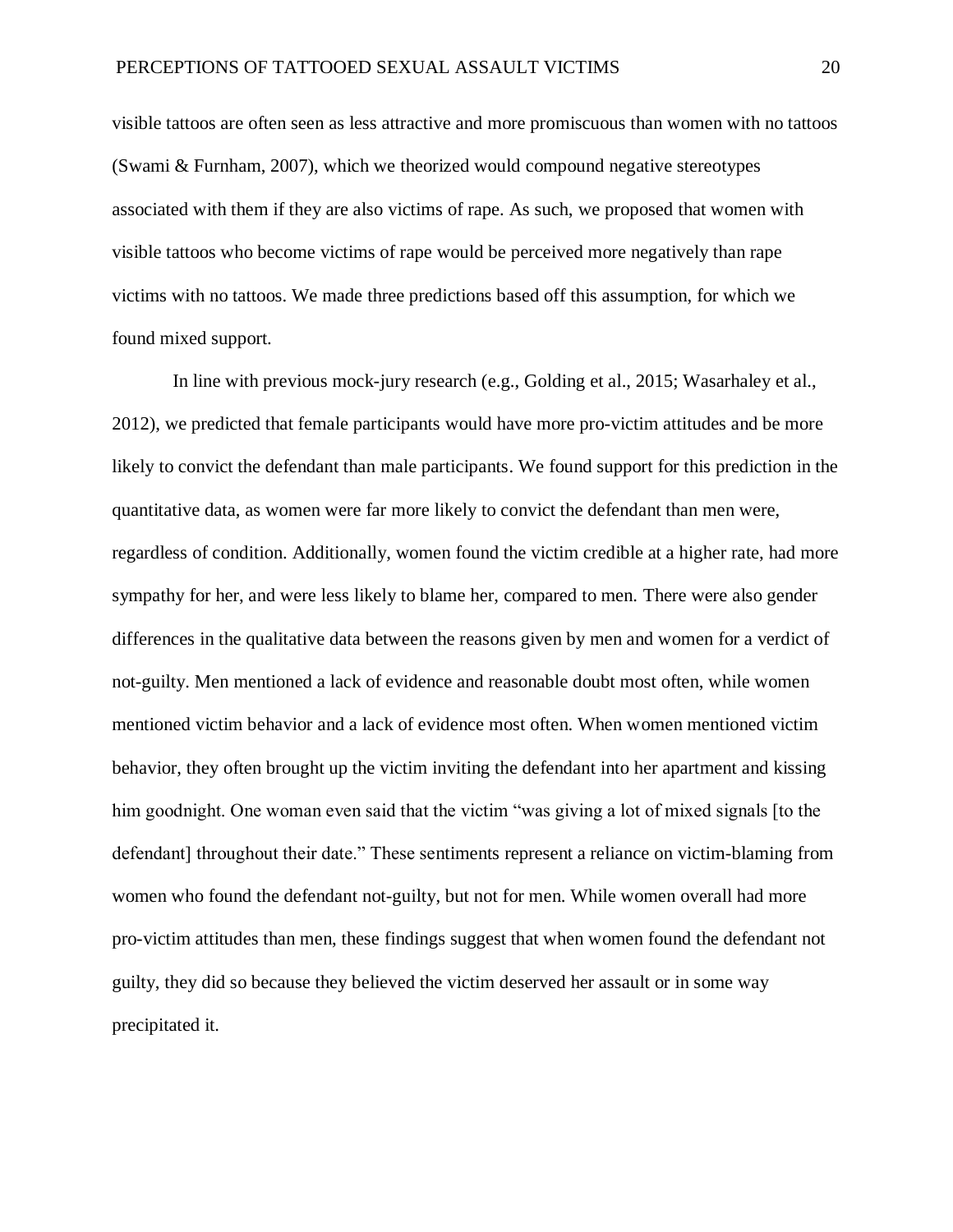visible tattoos are often seen as less attractive and more promiscuous than women with no tattoos (Swami & Furnham, 2007), which we theorized would compound negative stereotypes associated with them if they are also victims of rape. As such, we proposed that women with visible tattoos who become victims of rape would be perceived more negatively than rape victims with no tattoos. We made three predictions based off this assumption, for which we found mixed support.

In line with previous mock-jury research (e.g., Golding et al., 2015; Wasarhaley et al., 2012), we predicted that female participants would have more pro-victim attitudes and be more likely to convict the defendant than male participants. We found support for this prediction in the quantitative data, as women were far more likely to convict the defendant than men were, regardless of condition. Additionally, women found the victim credible at a higher rate, had more sympathy for her, and were less likely to blame her, compared to men. There were also gender differences in the qualitative data between the reasons given by men and women for a verdict of not-guilty. Men mentioned a lack of evidence and reasonable doubt most often, while women mentioned victim behavior and a lack of evidence most often. When women mentioned victim behavior, they often brought up the victim inviting the defendant into her apartment and kissing him goodnight. One woman even said that the victim "was giving a lot of mixed signals [to the defendant] throughout their date." These sentiments represent a reliance on victim-blaming from women who found the defendant not-guilty, but not for men. While women overall had more pro-victim attitudes than men, these findings suggest that when women found the defendant not guilty, they did so because they believed the victim deserved her assault or in some way precipitated it.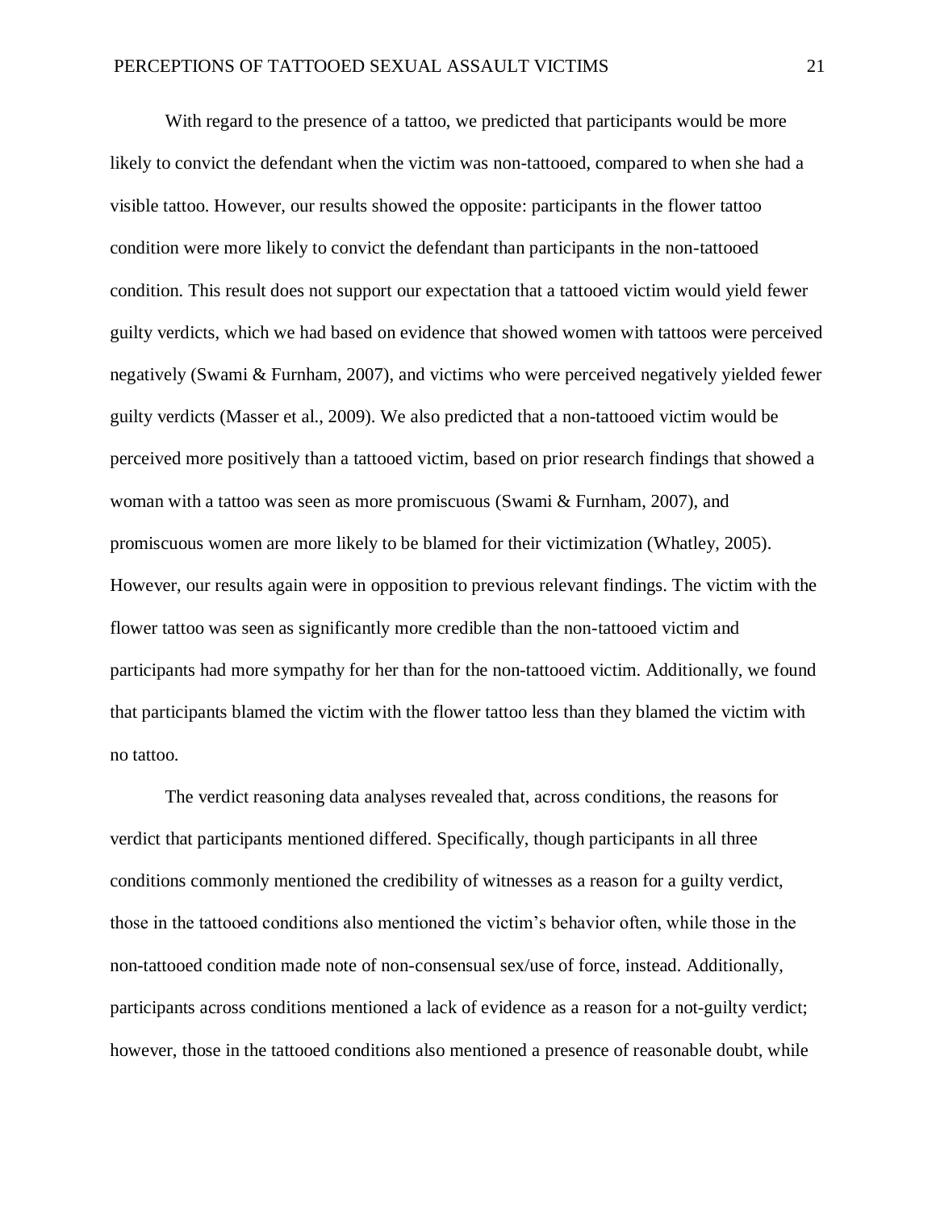With regard to the presence of a tattoo, we predicted that participants would be more likely to convict the defendant when the victim was non-tattooed, compared to when she had a visible tattoo. However, our results showed the opposite: participants in the flower tattoo condition were more likely to convict the defendant than participants in the non-tattooed condition. This result does not support our expectation that a tattooed victim would yield fewer guilty verdicts, which we had based on evidence that showed women with tattoos were perceived negatively (Swami & Furnham, 2007), and victims who were perceived negatively yielded fewer guilty verdicts (Masser et al., 2009). We also predicted that a non-tattooed victim would be perceived more positively than a tattooed victim, based on prior research findings that showed a woman with a tattoo was seen as more promiscuous (Swami & Furnham, 2007), and promiscuous women are more likely to be blamed for their victimization (Whatley, 2005). However, our results again were in opposition to previous relevant findings. The victim with the flower tattoo was seen as significantly more credible than the non-tattooed victim and participants had more sympathy for her than for the non-tattooed victim. Additionally, we found that participants blamed the victim with the flower tattoo less than they blamed the victim with no tattoo.

The verdict reasoning data analyses revealed that, across conditions, the reasons for verdict that participants mentioned differed. Specifically, though participants in all three conditions commonly mentioned the credibility of witnesses as a reason for a guilty verdict, those in the tattooed conditions also mentioned the victim's behavior often, while those in the non-tattooed condition made note of non-consensual sex/use of force, instead. Additionally, participants across conditions mentioned a lack of evidence as a reason for a not-guilty verdict; however, those in the tattooed conditions also mentioned a presence of reasonable doubt, while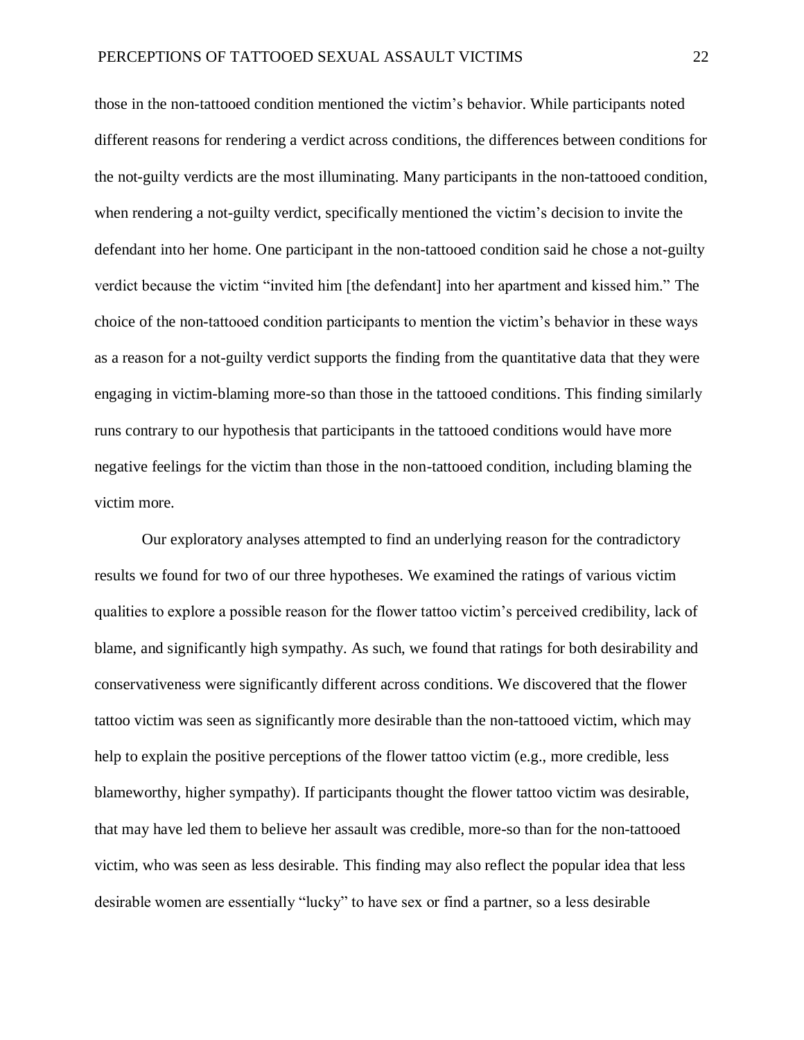those in the non-tattooed condition mentioned the victim's behavior. While participants noted different reasons for rendering a verdict across conditions, the differences between conditions for the not-guilty verdicts are the most illuminating. Many participants in the non-tattooed condition, when rendering a not-guilty verdict, specifically mentioned the victim's decision to invite the defendant into her home. One participant in the non-tattooed condition said he chose a not-guilty verdict because the victim "invited him [the defendant] into her apartment and kissed him." The choice of the non-tattooed condition participants to mention the victim's behavior in these ways as a reason for a not-guilty verdict supports the finding from the quantitative data that they were engaging in victim-blaming more-so than those in the tattooed conditions. This finding similarly runs contrary to our hypothesis that participants in the tattooed conditions would have more negative feelings for the victim than those in the non-tattooed condition, including blaming the victim more.

Our exploratory analyses attempted to find an underlying reason for the contradictory results we found for two of our three hypotheses. We examined the ratings of various victim qualities to explore a possible reason for the flower tattoo victim's perceived credibility, lack of blame, and significantly high sympathy. As such, we found that ratings for both desirability and conservativeness were significantly different across conditions. We discovered that the flower tattoo victim was seen as significantly more desirable than the non-tattooed victim, which may help to explain the positive perceptions of the flower tattoo victim (e.g., more credible, less blameworthy, higher sympathy). If participants thought the flower tattoo victim was desirable, that may have led them to believe her assault was credible, more-so than for the non-tattooed victim, who was seen as less desirable. This finding may also reflect the popular idea that less desirable women are essentially "lucky" to have sex or find a partner, so a less desirable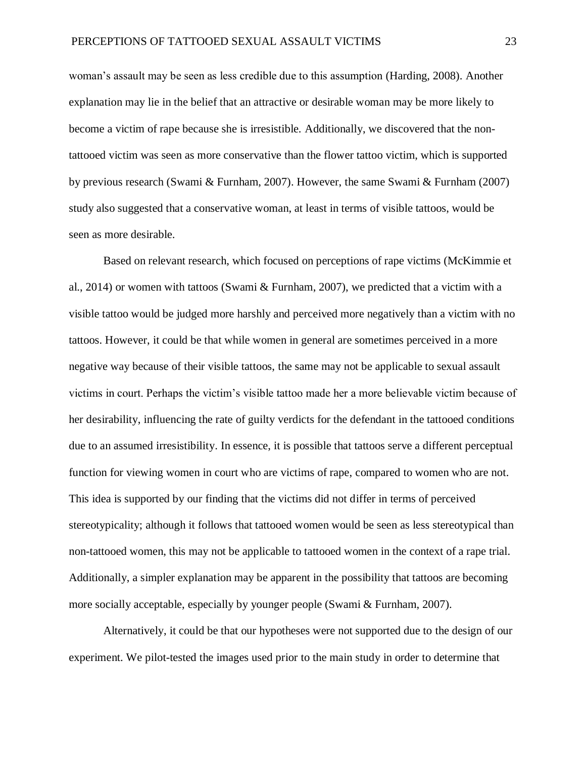woman's assault may be seen as less credible due to this assumption (Harding, 2008). Another explanation may lie in the belief that an attractive or desirable woman may be more likely to become a victim of rape because she is irresistible. Additionally, we discovered that the non-tattooed victim was seen as more conservative than the flower tattoo victim, which is supported by previous research (Swami & Furnham, 2007). However, the same Swami & Furnham (2007) study also suggested that a conservative woman, at least in terms of visible tattoos, would be seen as more desirable.

Based on relevant research, which focused on perceptions of rape victims (McKimmie et al., 2014) or women with tattoos (Swami & Furnham, 2007), we predicted that a victim with a visible tattoo would be judged more harshly and perceived more negatively than a victim with no tattoos. However, it could be that while women in general are sometimes perceived in a more negative way because of their visible tattoos, the same may not be applicable to sexual assault victims in court. Perhaps the victim's visible tattoo made her a more believable victim because of her desirability, influencing the rate of guilty verdicts for the defendant in the tattooed conditions due to an assumed irresistibility. In essence, it is possible that tattoos serve a different perceptual function for viewing women in court who are victims of rape, compared to women who are not. This idea is supported by our finding that the victims did not differ in terms of perceived stereotypicality; although it follows that tattooed women would be seen as less stereotypical than non-tattooed women, this may not be applicable to tattooed women in the context of a rape trial. Additionally, a simpler explanation may be apparent in the possibility that tattoos are becoming more socially acceptable, especially by younger people (Swami & Furnham, 2007).

Alternatively, it could be that our hypotheses were not supported due to the design of our experiment. We pilot-tested the images used prior to the main study in order to determine that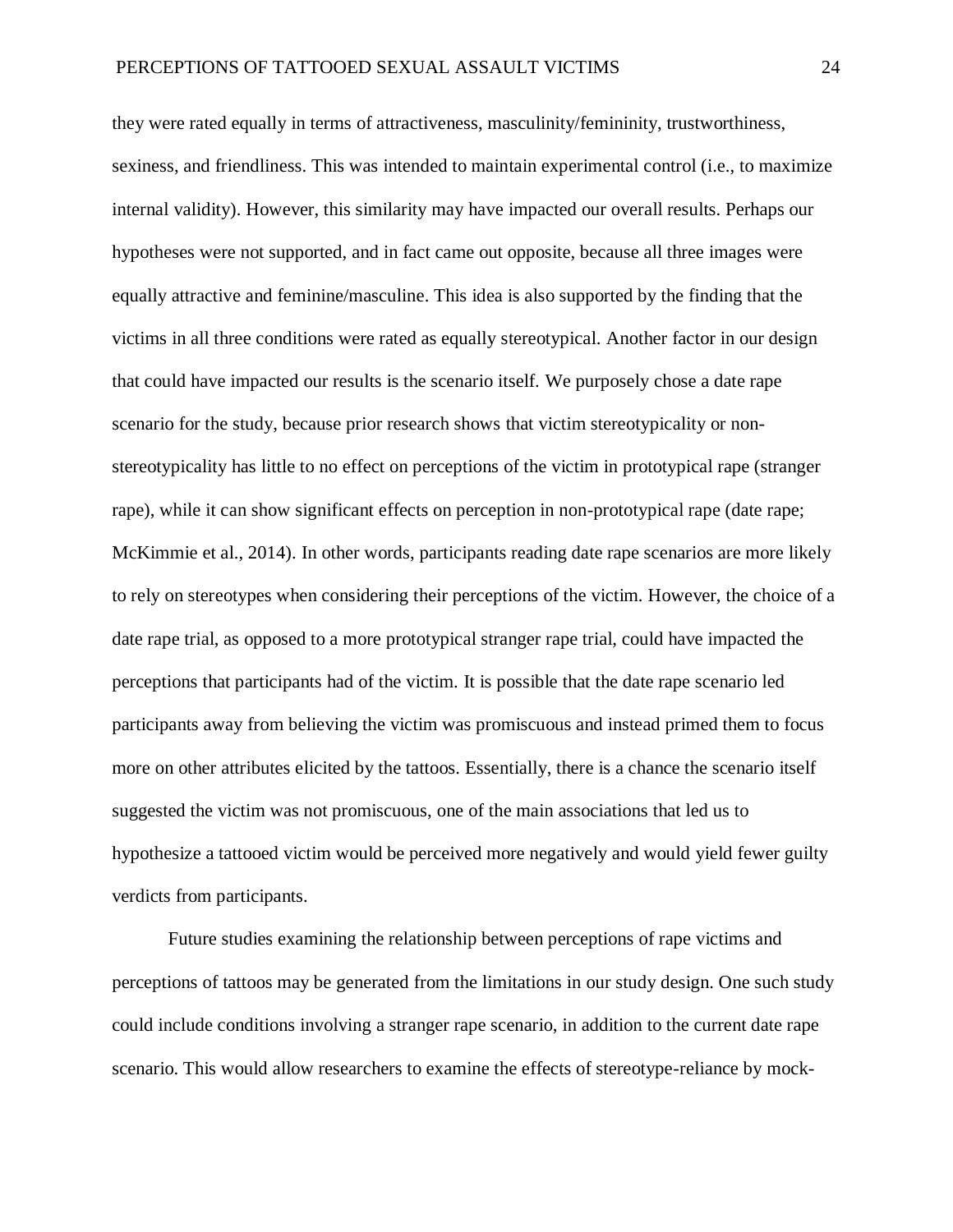they were rated equally in terms of attractiveness, masculinity/femininity, trustworthiness, sexiness, and friendliness. This was intended to maintain experimental control (i.e., to maximize internal validity). However, this similarity may have impacted our overall results. Perhaps our hypotheses were not supported, and in fact came out opposite, because all three images were equally attractive and feminine/masculine. This idea is also supported by the finding that the victims in all three conditions were rated as equally stereotypical. Another factor in our design that could have impacted our results is the scenario itself. We purposely chose a date rape scenario for the study, because prior research shows that victim stereotypicality or non-stereotypicality has little to no effect on perceptions of the victim in prototypical rape (stranger rape), while it can show significant effects on perception in non-prototypical rape (date rape; McKimmie et al., 2014). In other words, participants reading date rape scenarios are more likely to rely on stereotypes when considering their perceptions of the victim. However, the choice of a date rape trial, as opposed to a more prototypical stranger rape trial, could have impacted the perceptions that participants had of the victim. It is possible that the date rape scenario led participants away from believing the victim was promiscuous and instead primed them to focus more on other attributes elicited by the tattoos. Essentially, there is a chance the scenario itself suggested the victim was not promiscuous, one of the main associations that led us to hypothesize a tattooed victim would be perceived more negatively and would yield fewer guilty verdicts from participants.

Future studies examining the relationship between perceptions of rape victims and perceptions of tattoos may be generated from the limitations in our study design. One such study could include conditions involving a stranger rape scenario, in addition to the current date rape scenario. This would allow researchers to examine the effects of stereotype-reliance by mock-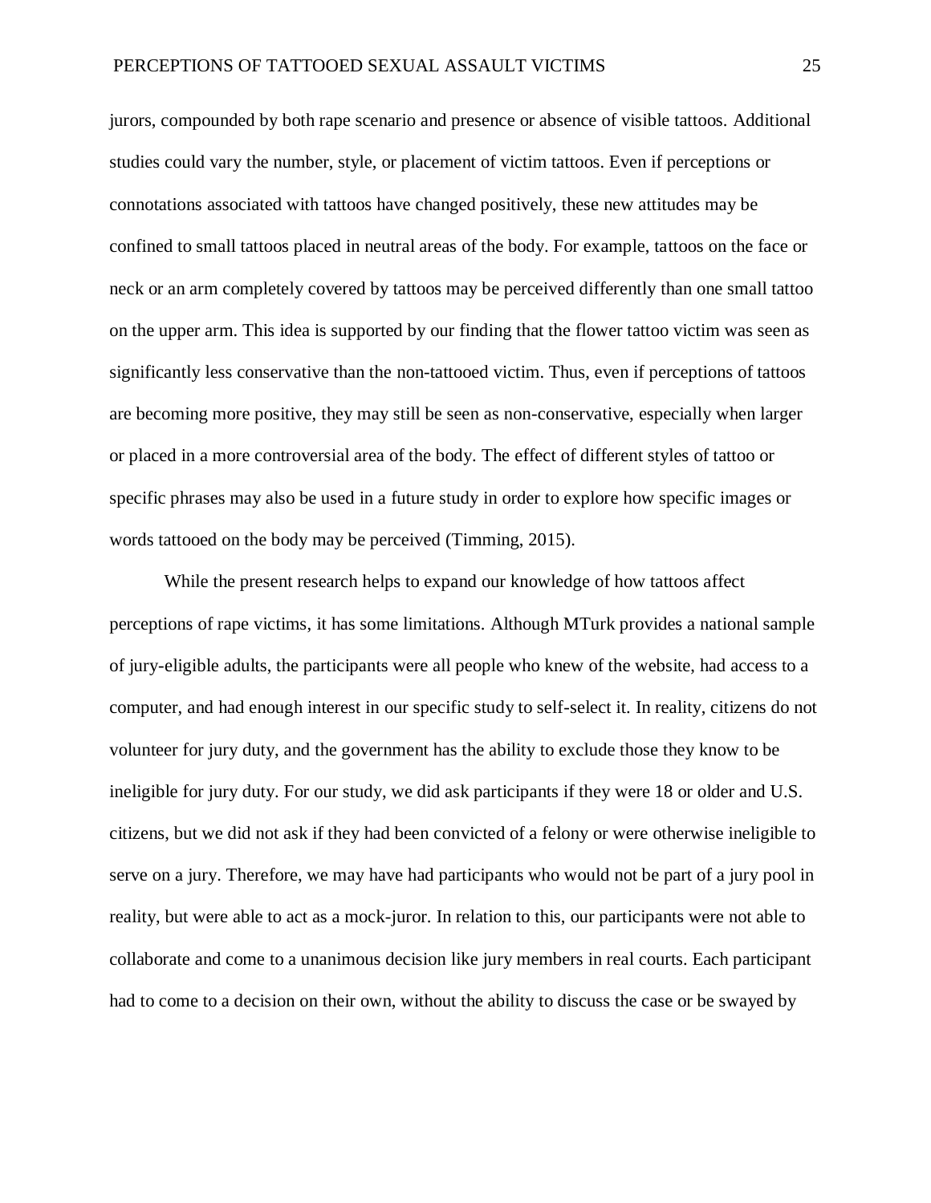jurors, compounded by both rape scenario and presence or absence of visible tattoos. Additional studies could vary the number, style, or placement of victim tattoos. Even if perceptions or connotations associated with tattoos have changed positively, these new attitudes may be confined to small tattoos placed in neutral areas of the body. For example, tattoos on the face or neck or an arm completely covered by tattoos may be perceived differently than one small tattoo on the upper arm. This idea is supported by our finding that the flower tattoo victim was seen as significantly less conservative than the non-tattooed victim. Thus, even if perceptions of tattoos are becoming more positive, they may still be seen as non-conservative, especially when larger or placed in a more controversial area of the body. The effect of different styles of tattoo or specific phrases may also be used in a future study in order to explore how specific images or words tattooed on the body may be perceived (Timming, 2015).

While the present research helps to expand our knowledge of how tattoos affect perceptions of rape victims, it has some limitations. Although MTurk provides a national sample of jury-eligible adults, the participants were all people who knew of the website, had access to a computer, and had enough interest in our specific study to self-select it. In reality, citizens do not volunteer for jury duty, and the government has the ability to exclude those they know to be ineligible for jury duty. For our study, we did ask participants if they were 18 or older and U.S. citizens, but we did not ask if they had been convicted of a felony or were otherwise ineligible to serve on a jury. Therefore, we may have had participants who would not be part of a jury pool in reality, but were able to act as a mock-juror. In relation to this, our participants were not able to collaborate and come to a unanimous decision like jury members in real courts. Each participant had to come to a decision on their own, without the ability to discuss the case or be swayed by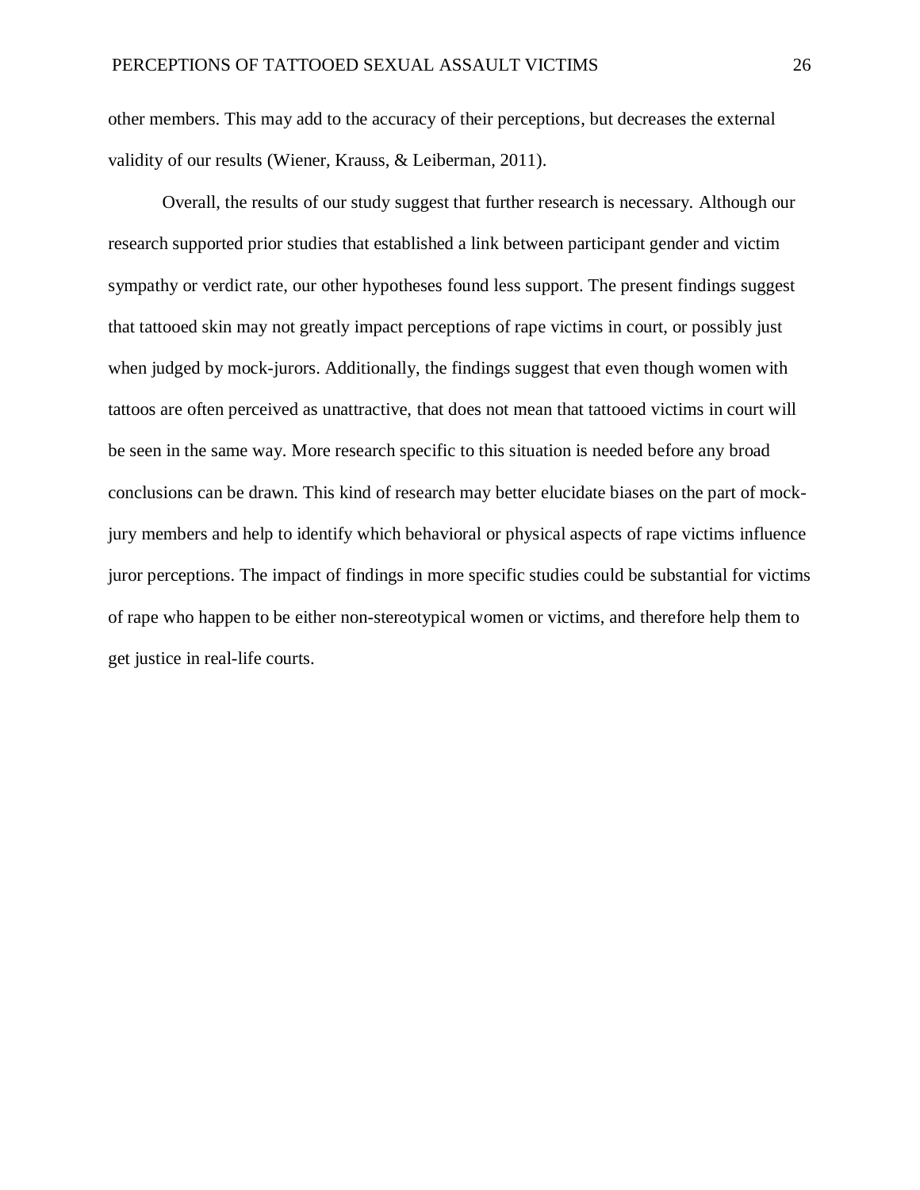other members. This may add to the accuracy of their perceptions, but decreases the external validity of our results (Wiener, Krauss, & Leiberman, 2011).

Overall, the results of our study suggest that further research is necessary. Although our research supported prior studies that established a link between participant gender and victim sympathy or verdict rate, our other hypotheses found less support. The present findings suggest that tattooed skin may not greatly impact perceptions of rape victims in court, or possibly just when judged by mock-jurors. Additionally, the findings suggest that even though women with tattoos are often perceived as unattractive, that does not mean that tattooed victims in court will be seen in the same way. More research specific to this situation is needed before any broad conclusions can be drawn. This kind of research may better elucidate biases on the part of mock-jury members and help to identify which behavioral or physical aspects of rape victims influence juror perceptions. The impact of findings in more specific studies could be substantial for victims of rape who happen to be either non-stereotypical women or victims, and therefore help them to get justice in real-life courts.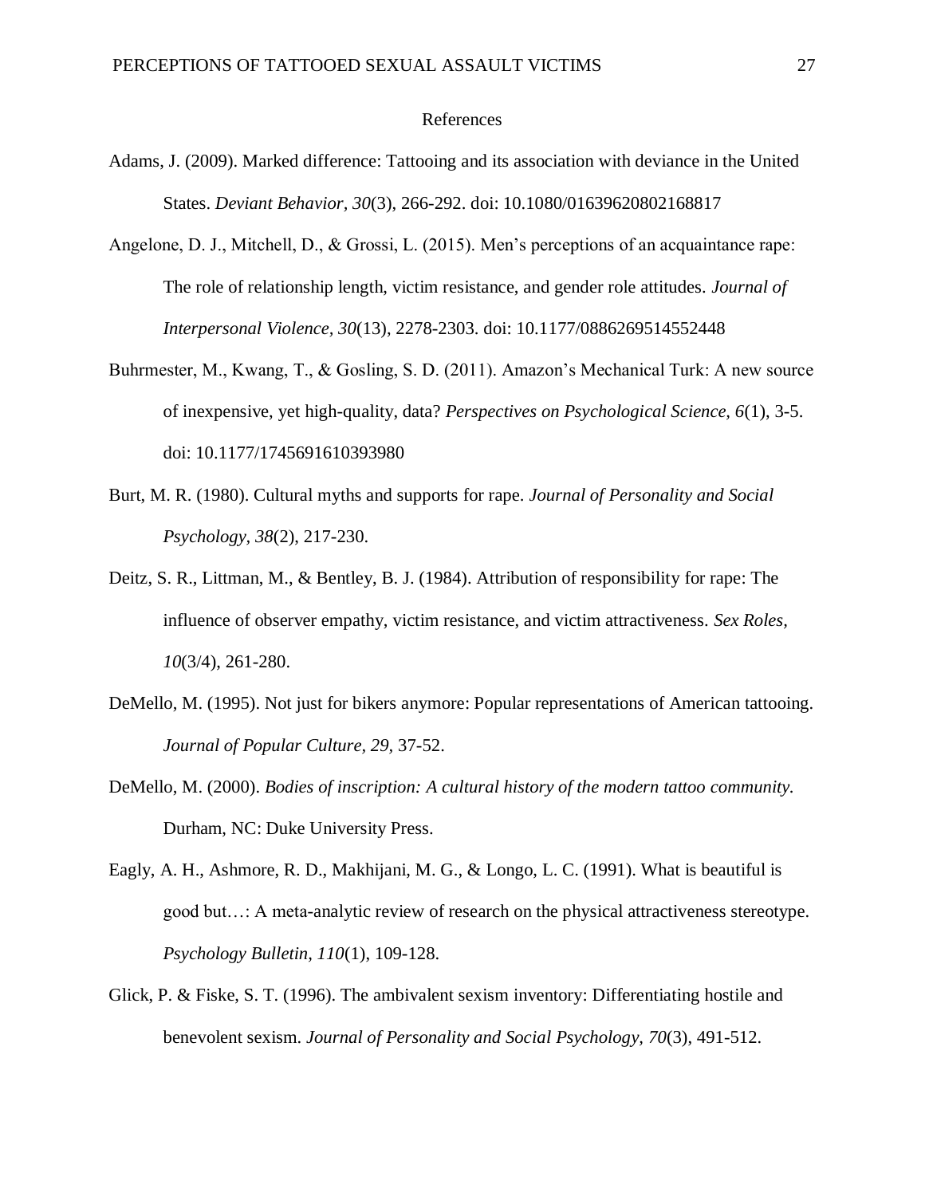# References

Adams, J. (2009). Marked difference: Tattooing and its association with deviance in the United States. *Deviant Behavior, 30*(3), 266-292. doi: 10.1080/01639620802168817

Angelone, D. J., Mitchell, D., & Grossi, L. (2015). Men's perceptions of an acquaintance rape: The role of relationship length, victim resistance, and gender role attitudes. *Journal of Interpersonal Violence, 30*(13), 2278-2303. doi: 10.1177/0886269514552448

Buhrmester, M., Kwang, T., & Gosling, S. D. (2011). Amazon's Mechanical Turk: A new source of inexpensive, yet high-quality, data? *Perspectives on Psychological Science, 6*(1), 3-5. doi: 10.1177/1745691610393980

Burt, M. R. (1980). Cultural myths and supports for rape. *Journal of Personality and Social Psychology, 38*(2), 217-230.

Deitz, S. R., Littman, M., & Bentley, B. J. (1984). Attribution of responsibility for rape: The influence of observer empathy, victim resistance, and victim attractiveness. *Sex Roles, 10*(3/4), 261-280.

DeMello, M. (1995). Not just for bikers anymore: Popular representations of American tattooing. *Journal of Popular Culture, 29,* 37-52.

DeMello, M. (2000). *Bodies of inscription: A cultural history of the modern tattoo community.* Durham, NC: Duke University Press.

Eagly, A. H., Ashmore, R. D., Makhijani, M. G., & Longo, L. C. (1991). What is beautiful is good but…: A meta-analytic review of research on the physical attractiveness stereotype. *Psychology Bulletin, 110*(1), 109-128.

Glick, P. & Fiske, S. T. (1996). The ambivalent sexism inventory: Differentiating hostile and benevolent sexism. *Journal of Personality and Social Psychology, 70*(3), 491-512.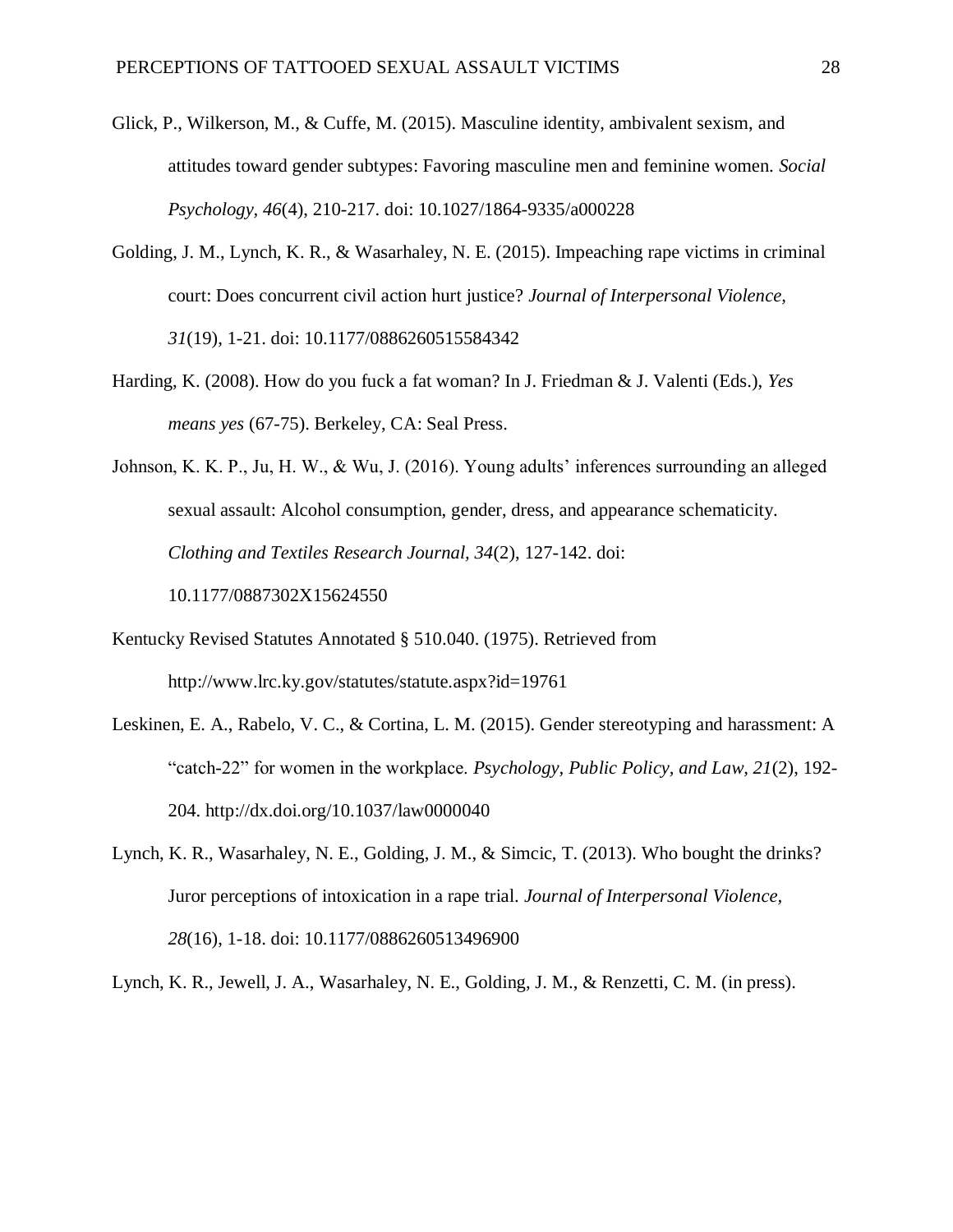Glick, P., Wilkerson, M., & Cuffe, M. (2015). Masculine identity, ambivalent sexism, and attitudes toward gender subtypes: Favoring masculine men and feminine women. *Social Psychology, 46*(4), 210-217. doi: 10.1027/1864-9335/a000228

Golding, J. M., Lynch, K. R., & Wasarhaley, N. E. (2015). Impeaching rape victims in criminal court: Does concurrent civil action hurt justice? *Journal of Interpersonal Violence, 31*(19), 1-21. doi: 10.1177/0886260515584342

Harding, K. (2008). How do you fuck a fat woman? In J. Friedman & J. Valenti (Eds.), *Yes means yes* (67-75). Berkeley, CA: Seal Press.

Johnson, K. K. P., Ju, H. W., & Wu, J. (2016). Young adults' inferences surrounding an alleged sexual assault: Alcohol consumption, gender, dress, and appearance schematicity. *Clothing and Textiles Research Journal, 34*(2), 127-142. doi: 10.1177/0887302X15624550

Kentucky Revised Statutes Annotated § 510.040. (1975). Retrieved from http://www.lrc.ky.gov/statutes/statute.aspx?id=19761

Leskinen, E. A., Rabelo, V. C., & Cortina, L. M. (2015). Gender stereotyping and harassment: A "catch-22" for women in the workplace. *Psychology, Public Policy, and Law, 21*(2), 192-204. http://dx.doi.org/10.1037/law0000040

Lynch, K. R., Wasarhaley, N. E., Golding, J. M., & Simcic, T. (2013). Who bought the drinks? Juror perceptions of intoxication in a rape trial. *Journal of Interpersonal Violence, 28*(16), 1-18. doi: 10.1177/0886260513496900

Lynch, K. R., Jewell, J. A., Wasarhaley, N. E., Golding, J. M., & Renzetti, C. M. (in press).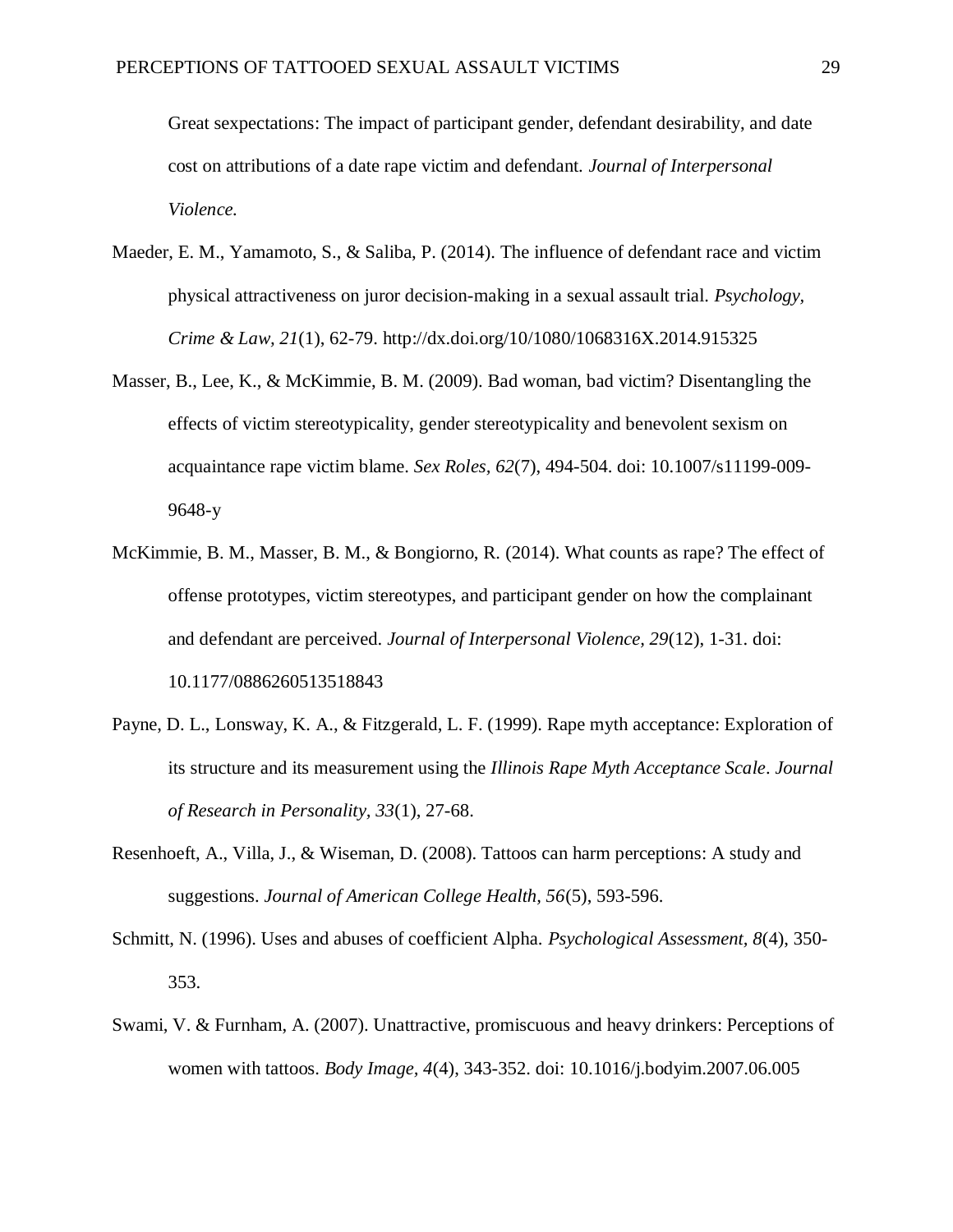Great sexpectations: The impact of participant gender, defendant desirability, and date cost on attributions of a date rape victim and defendant. *Journal of Interpersonal Violence.*

Maeder, E. M., Yamamoto, S., & Saliba, P. (2014). The influence of defendant race and victim physical attractiveness on juror decision-making in a sexual assault trial. *Psychology, Crime & Law, 21*(1), 62-79. http://dx.doi.org/10/1080/1068316X.2014.915325

Masser, B., Lee, K., & McKimmie, B. M. (2009). Bad woman, bad victim? Disentangling the effects of victim stereotypicality, gender stereotypicality and benevolent sexism on acquaintance rape victim blame. *Sex Roles, 62*(7), 494-504. doi: 10.1007/s11199-009-9648-y

McKimmie, B. M., Masser, B. M., & Bongiorno, R. (2014). What counts as rape? The effect of offense prototypes, victim stereotypes, and participant gender on how the complainant and defendant are perceived. *Journal of Interpersonal Violence, 29*(12), 1-31. doi: 10.1177/0886260513518843

Payne, D. L., Lonsway, K. A., & Fitzgerald, L. F. (1999). Rape myth acceptance: Exploration of its structure and its measurement using the *Illinois Rape Myth Acceptance Scale*. *Journal of Research in Personality, 33*(1), 27-68.

Resenhoeft, A., Villa, J., & Wiseman, D. (2008). Tattoos can harm perceptions: A study and suggestions. *Journal of American College Health, 56*(5), 593-596.

Schmitt, N. (1996). Uses and abuses of coefficient Alpha. *Psychological Assessment, 8*(4), 350-353.

Swami, V. & Furnham, A. (2007). Unattractive, promiscuous and heavy drinkers: Perceptions of women with tattoos. *Body Image, 4*(4), 343-352. doi: 10.1016/j.bodyim.2007.06.005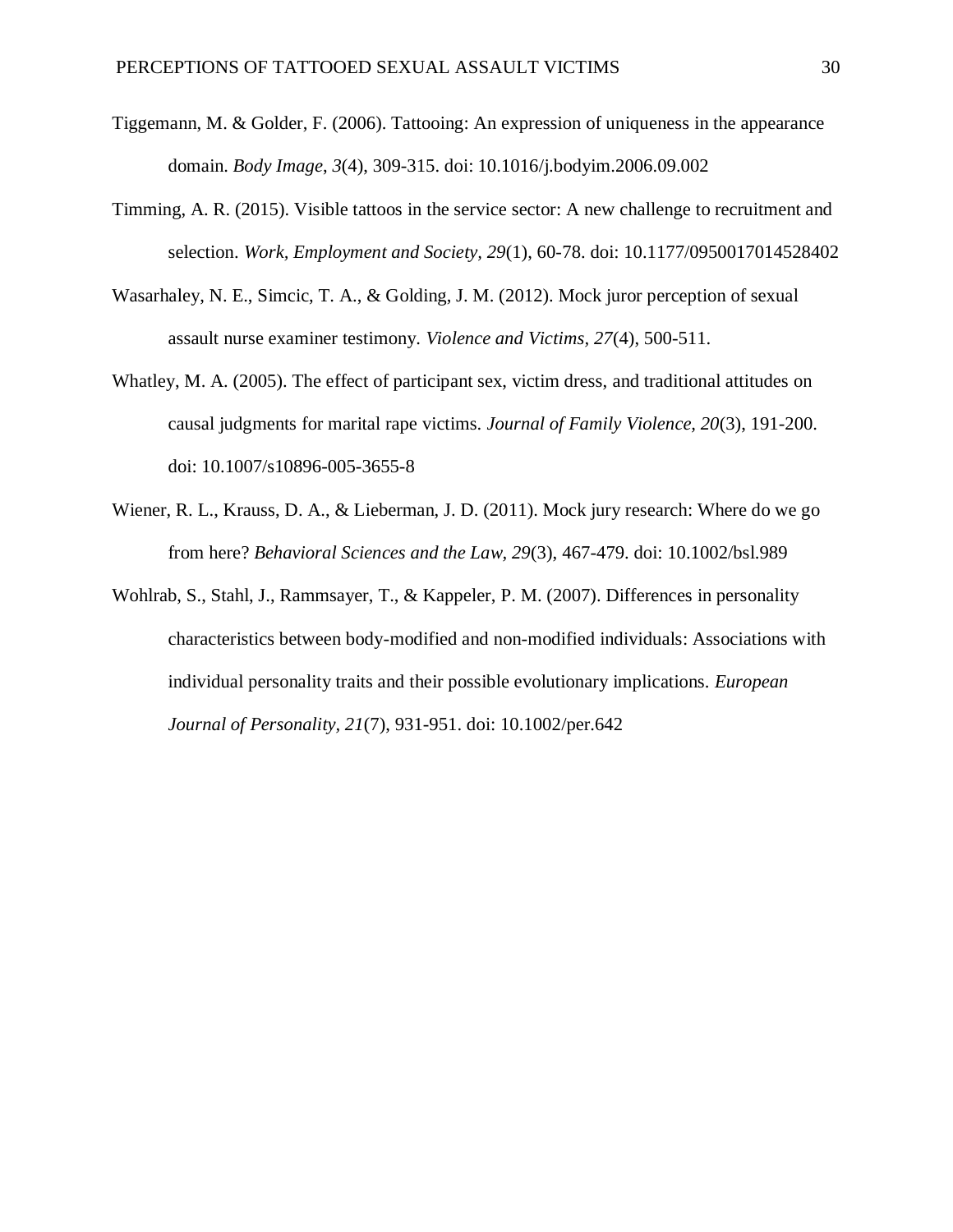Tiggemann, M. & Golder, F. (2006). Tattooing: An expression of uniqueness in the appearance domain. *Body Image, 3*(4), 309-315. doi: 10.1016/j.bodyim.2006.09.002

Timming, A. R. (2015). Visible tattoos in the service sector: A new challenge to recruitment and selection. *Work, Employment and Society, 29*(1), 60-78. doi: 10.1177/0950017014528402

Wasarhaley, N. E., Simcic, T. A., & Golding, J. M. (2012). Mock juror perception of sexual assault nurse examiner testimony. *Violence and Victims, 27*(4), 500-511.

Whatley, M. A. (2005). The effect of participant sex, victim dress, and traditional attitudes on causal judgments for marital rape victims. *Journal of Family Violence, 20*(3), 191-200. doi: 10.1007/s10896-005-3655-8

Wiener, R. L., Krauss, D. A., & Lieberman, J. D. (2011). Mock jury research: Where do we go from here? *Behavioral Sciences and the Law, 29*(3), 467-479. doi: 10.1002/bsl.989

Wohlrab, S., Stahl, J., Rammsayer, T., & Kappeler, P. M. (2007). Differences in personality characteristics between body-modified and non-modified individuals: Associations with individual personality traits and their possible evolutionary implications. *European Journal of Personality, 21*(7), 931-951. doi: 10.1002/per.642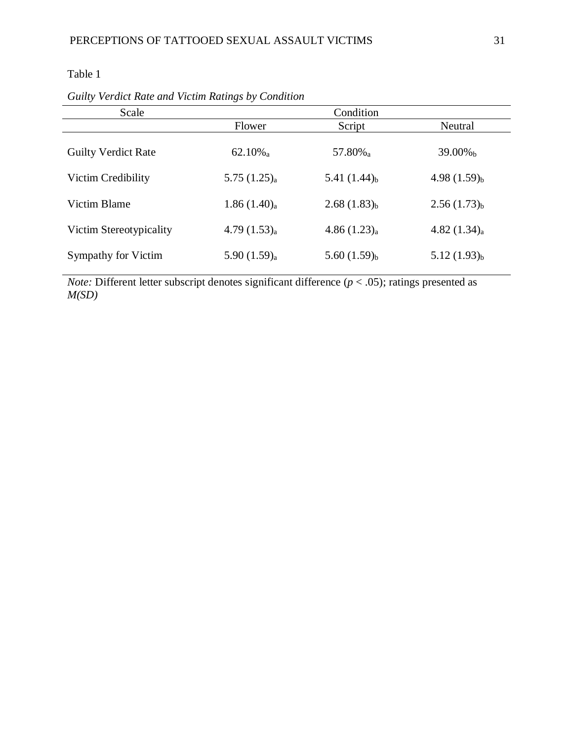Table 1

*Guilty Verdict Rate and Victim Ratings by Condition*

| Scale | Condition | | |
|---|---|---|---|
| | Flower | Script | Neutral |
| Guilty Verdict Rate | 62.10%$_a$ | 57.80%$_a$ | 39.00%$_b$ |
| Victim Credibility | 5.75 (1.25)$_a$ | 5.41 (1.44)$_b$ | 4.98 (1.59)$_b$ |
| Victim Blame | 1.86 (1.40)$_a$ | 2.68 (1.83)$_b$ | 2.56 (1.73)$_b$ |
| Victim Stereotypicality | 4.79 (1.53)$_a$ | 4.86 (1.23)$_a$ | 4.82 (1.34)$_a$ |
| Sympathy for Victim | 5.90 (1.59)$_a$ | 5.60 (1.59)$_b$ | 5.12 (1.93)$_b$ |

*Note:* Different letter subscript denotes significant difference ($p < .05$); ratings presented as *M(SD)*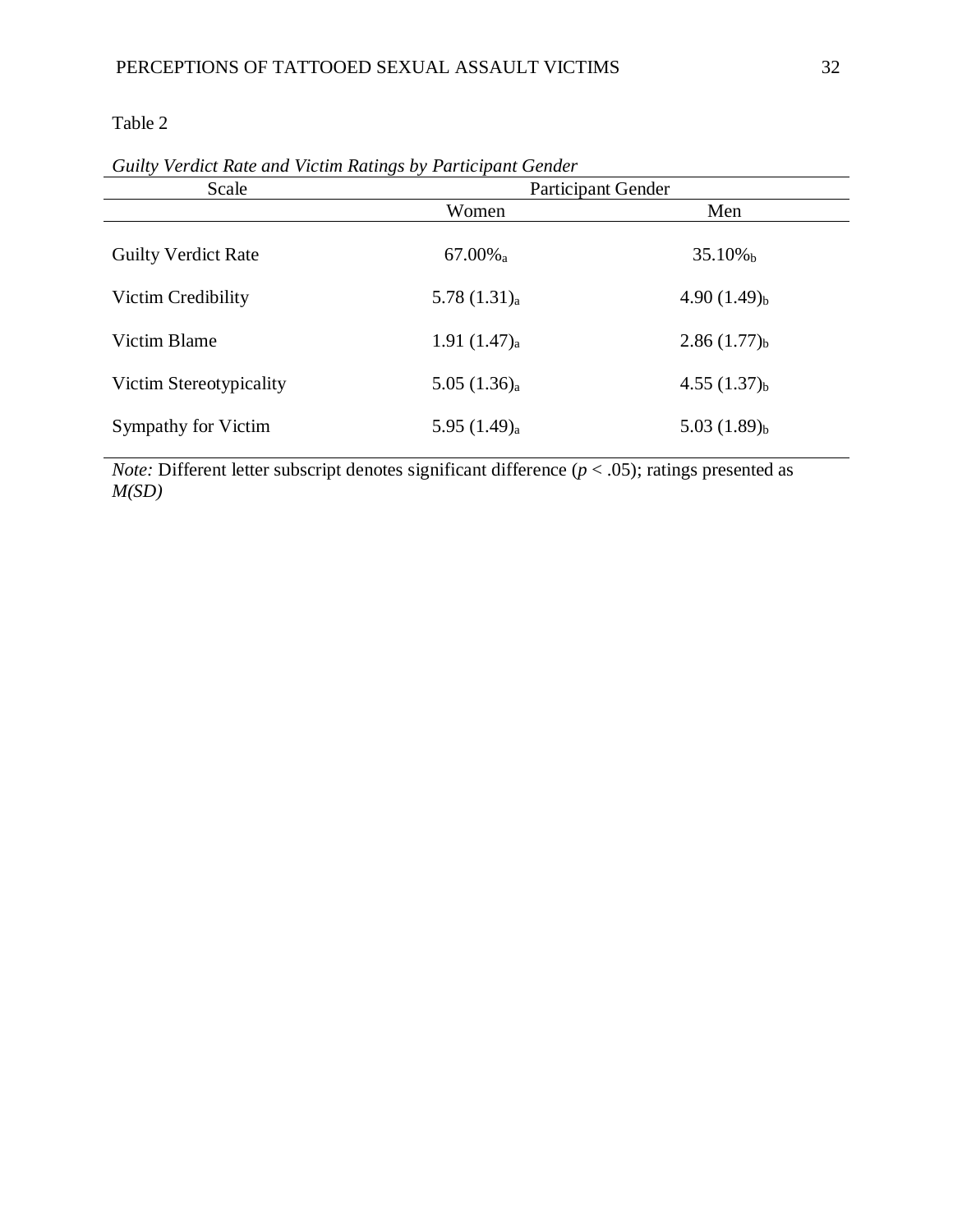Table 2

*Guilty Verdict Rate and Victim Ratings by Participant Gender*

| Scale | Participant Gender | |
|---|---|---|
| | Women | Men |
| Guilty Verdict Rate | 67.00%$_a$ | 35.10%$_b$ |
| Victim Credibility | 5.78 (1.31)$_a$ | 4.90 (1.49)$_b$ |
| Victim Blame | 1.91 (1.47)$_a$ | 2.86 (1.77)$_b$ |
| Victim Stereotypicality | 5.05 (1.36)$_a$ | 4.55 (1.37)$_b$ |
| Sympathy for Victim | 5.95 (1.49)$_a$ | 5.03 (1.89)$_b$ |

*Note:* Different letter subscript denotes significant difference ($p < .05$); ratings presented as *M(SD)*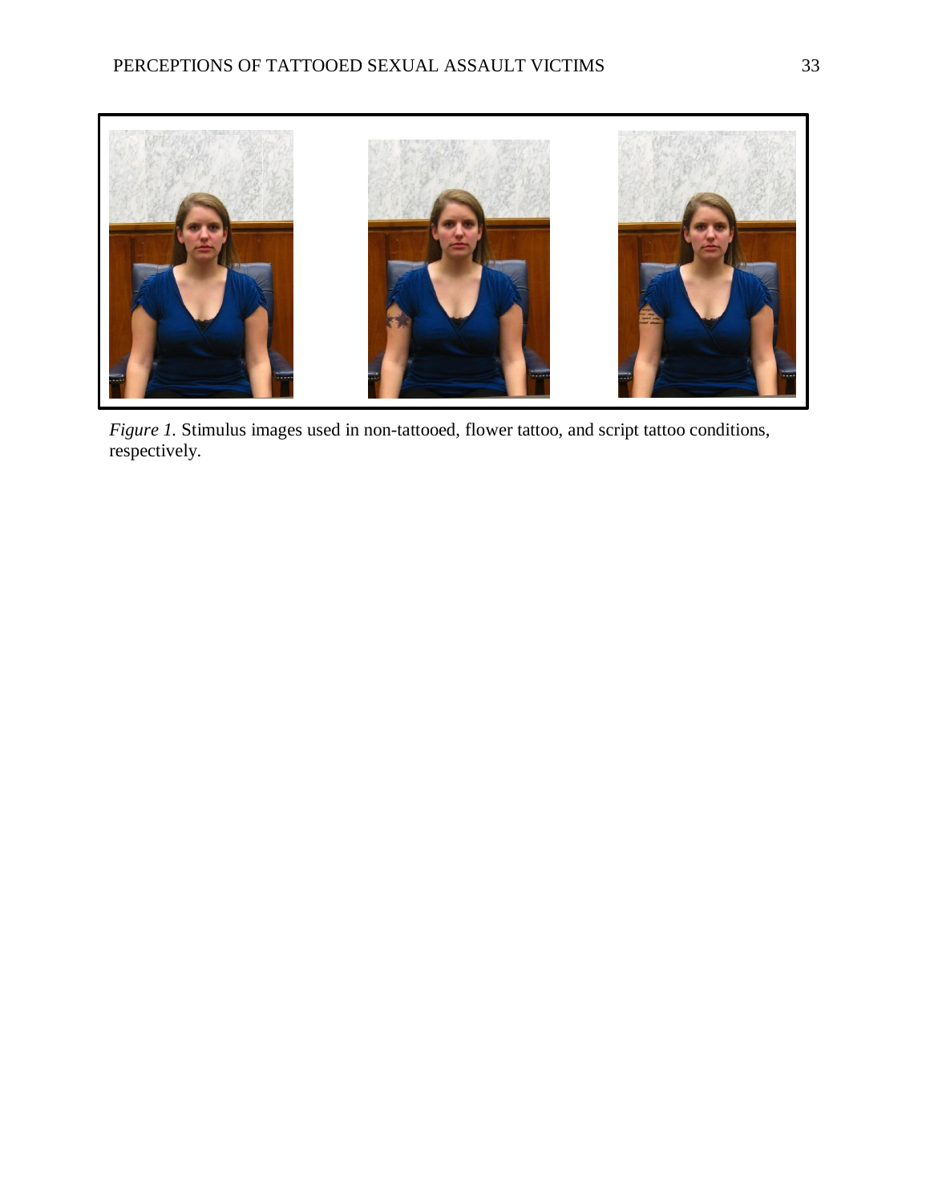*Figure 1.* Stimulus images used in non-tattooed, flower tattoo, and script tattoo conditions, respectively.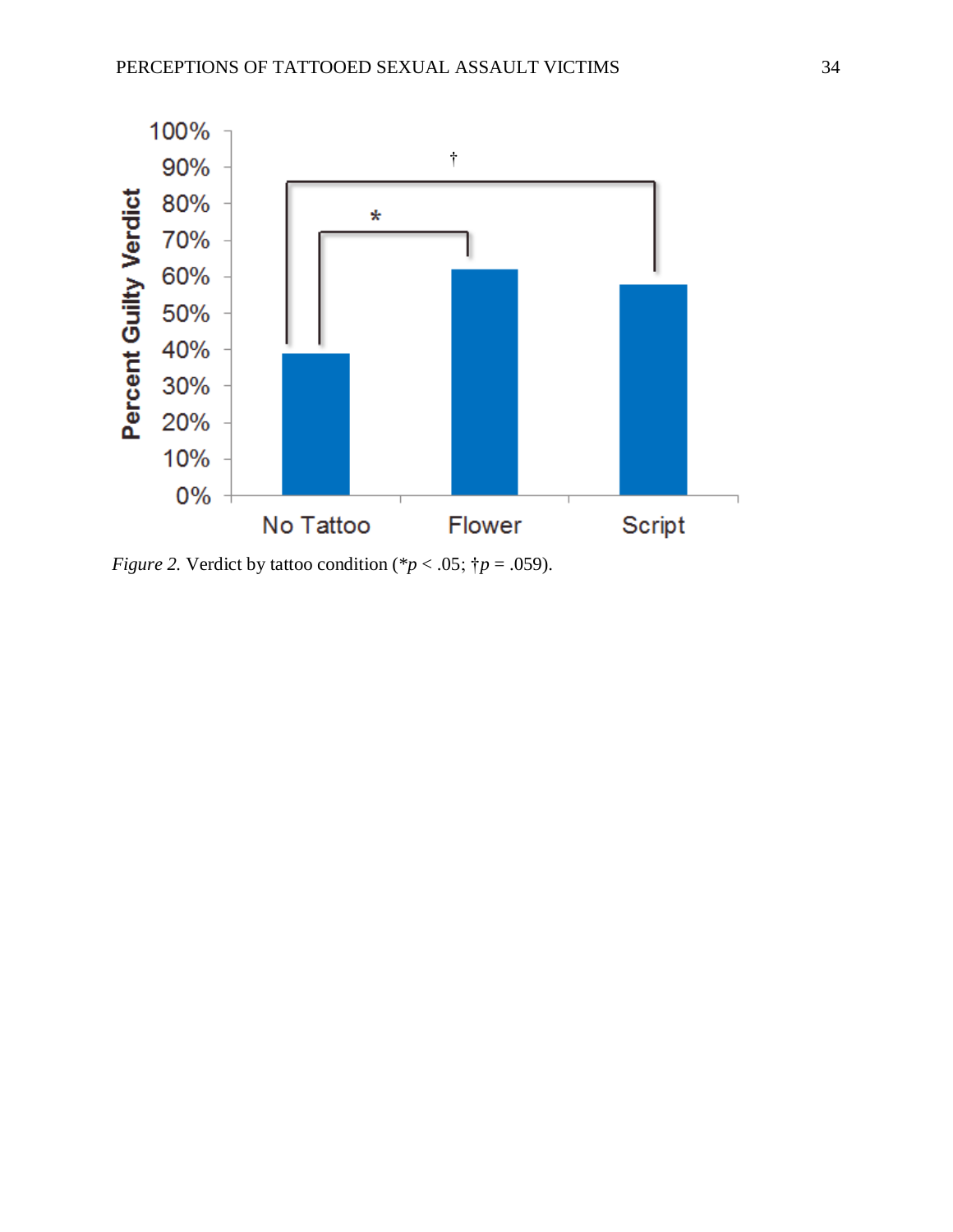*Figure 2.* Verdict by tattoo condition (\**p* < .05; †*p* = .059).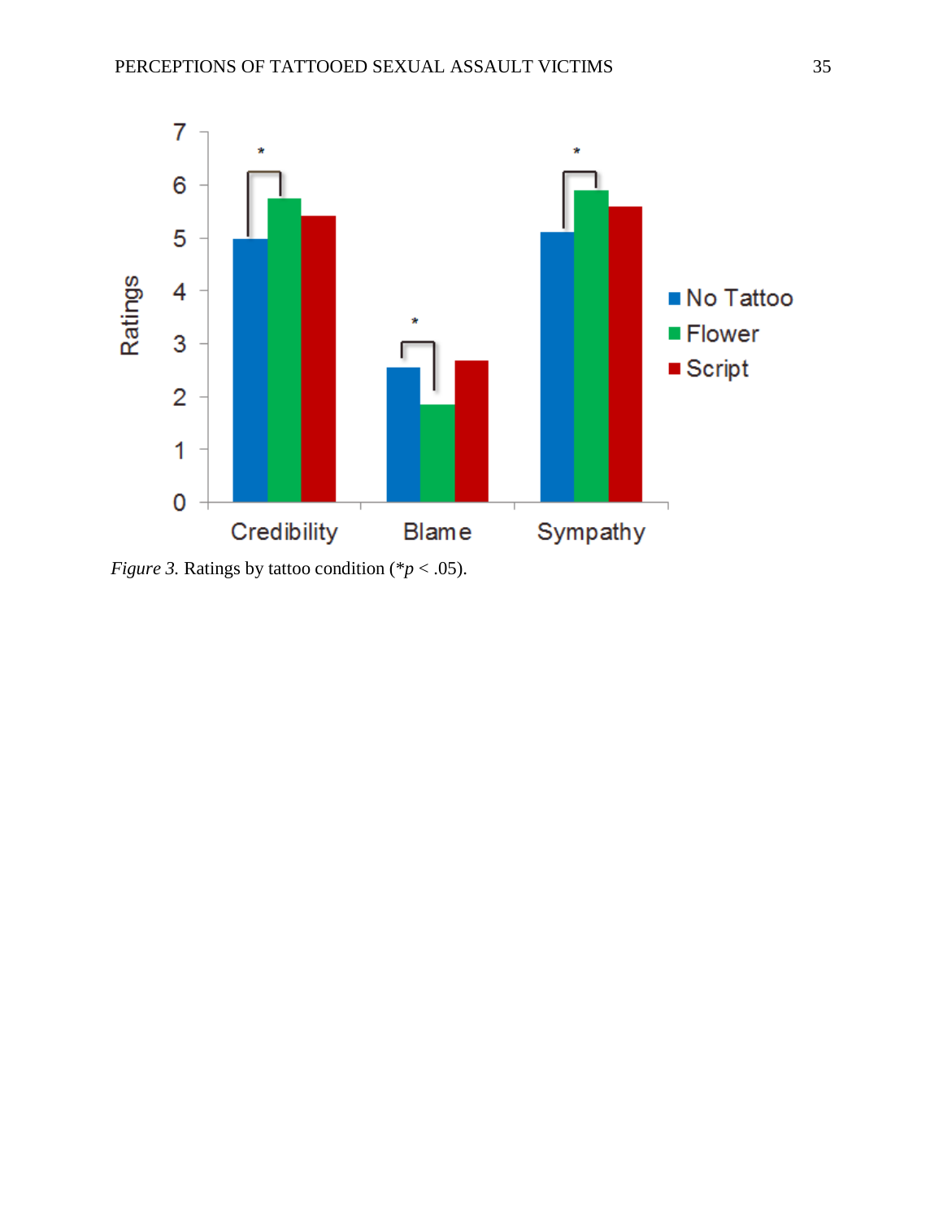*Figure 3.* Ratings by tattoo condition (*$p < .05$).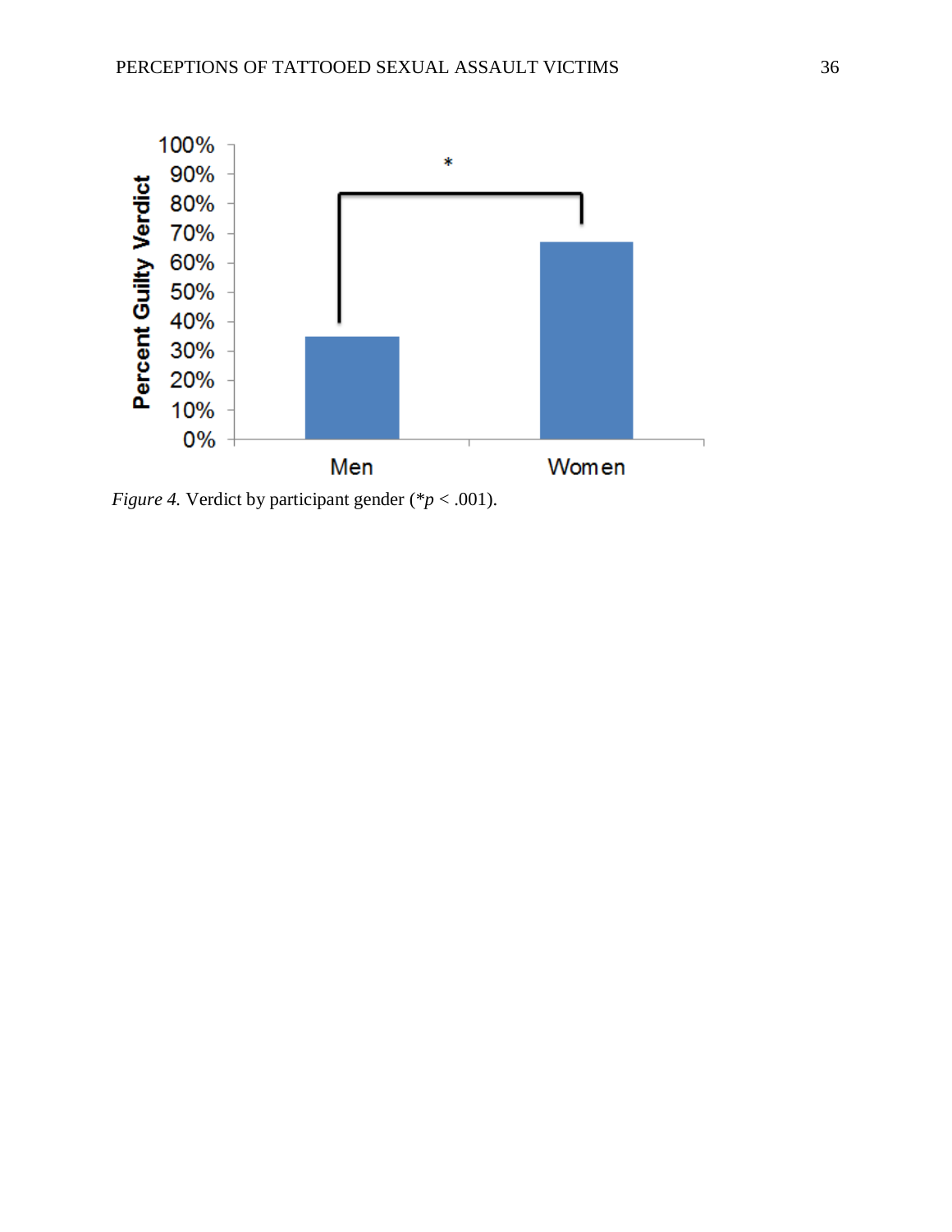Percent Guilty Verdict

100%
90%
80%
70%
60%
50%
40%
30%
20%
10%
0%

*

Men

Women

*Figure 4.* Verdict by participant gender (*$p < .001$).